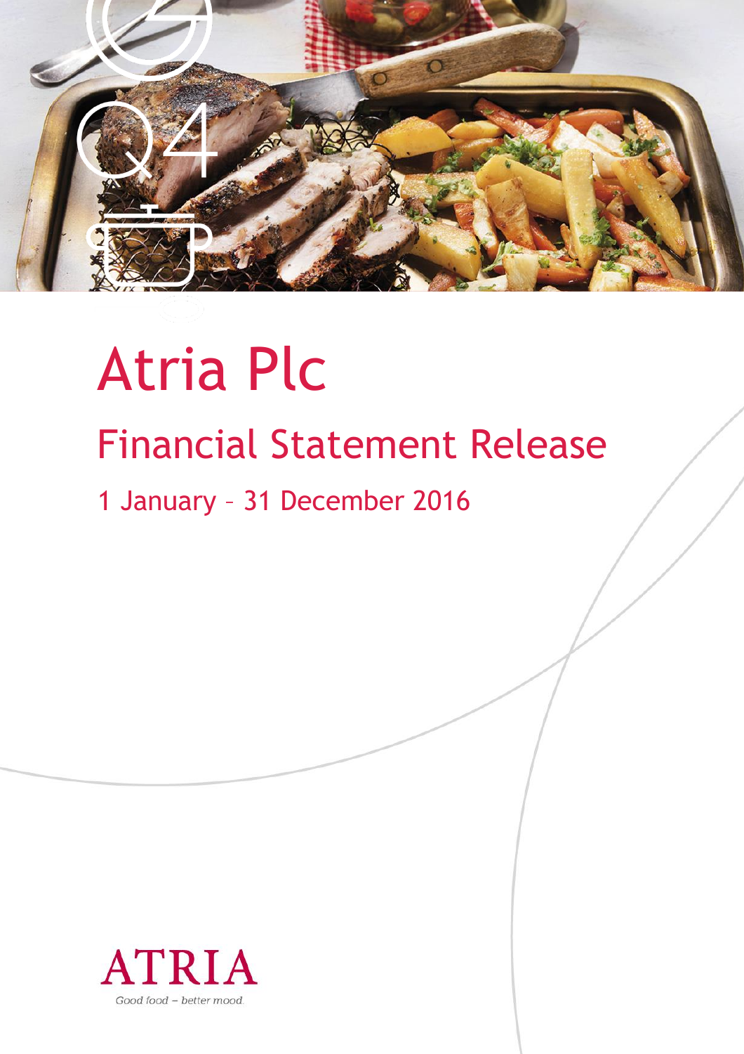Q4

# Atria Plc

## Financial Statement Release

1 January – 31 December 2016

ATRIA

*Good food – better mood.*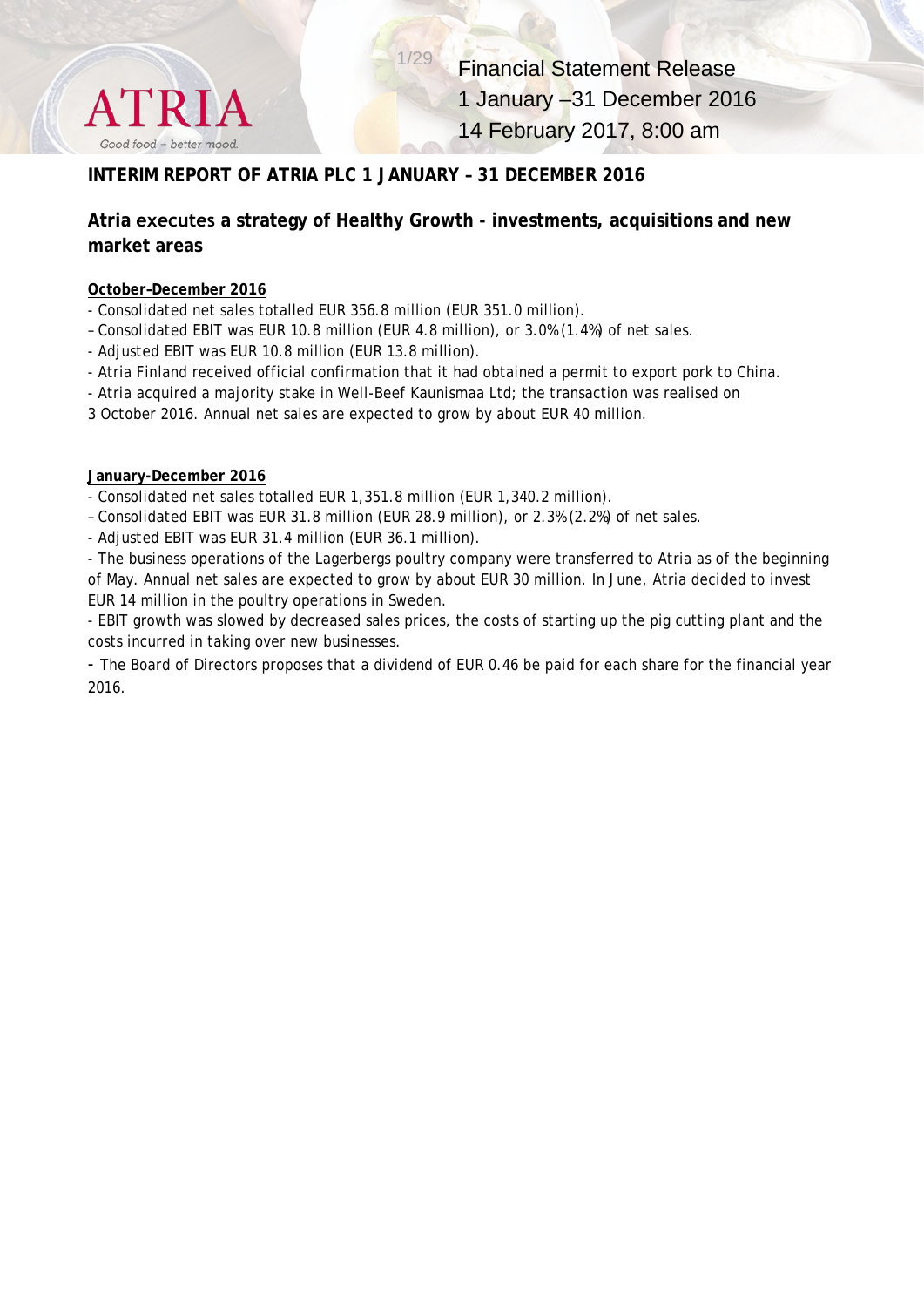# INTERIM REPORT OF ATRIA PLC 1 JANUARY – 31 DECEMBER 2016

## Atria executes a strategy of Healthy Growth - investments, acquisitions and new market areas

**October–December 2016**

- Consolidated net sales totalled EUR 356.8 million (EUR 351.0 million).
- Consolidated EBIT was EUR 10.8 million (EUR 4.8 million), or 3.0% (1.4%) of net sales.
- Adjusted EBIT was EUR 10.8 million (EUR 13.8 million).
- Atria Finland received official confirmation that it had obtained a permit to export pork to China.
- Atria acquired a majority stake in Well-Beef Kaunismaa Ltd; the transaction was realised on 3 October 2016. Annual net sales are expected to grow by about EUR 40 million.

**January-December 2016**

- Consolidated net sales totalled EUR 1,351.8 million (EUR 1,340.2 million).
- Consolidated EBIT was EUR 31.8 million (EUR 28.9 million), or 2.3% (2.2%) of net sales.
- Adjusted EBIT was EUR 31.4 million (EUR 36.1 million).
- The business operations of the Lagerbergs poultry company were transferred to Atria as of the beginning of May. Annual net sales are expected to grow by about EUR 30 million. In June, Atria decided to invest EUR 14 million in the poultry operations in Sweden.
- EBIT growth was slowed by decreased sales prices, the costs of starting up the pig cutting plant and the costs incurred in taking over new businesses.
- The Board of Directors proposes that a dividend of EUR 0.46 be paid for each share for the financial year 2016.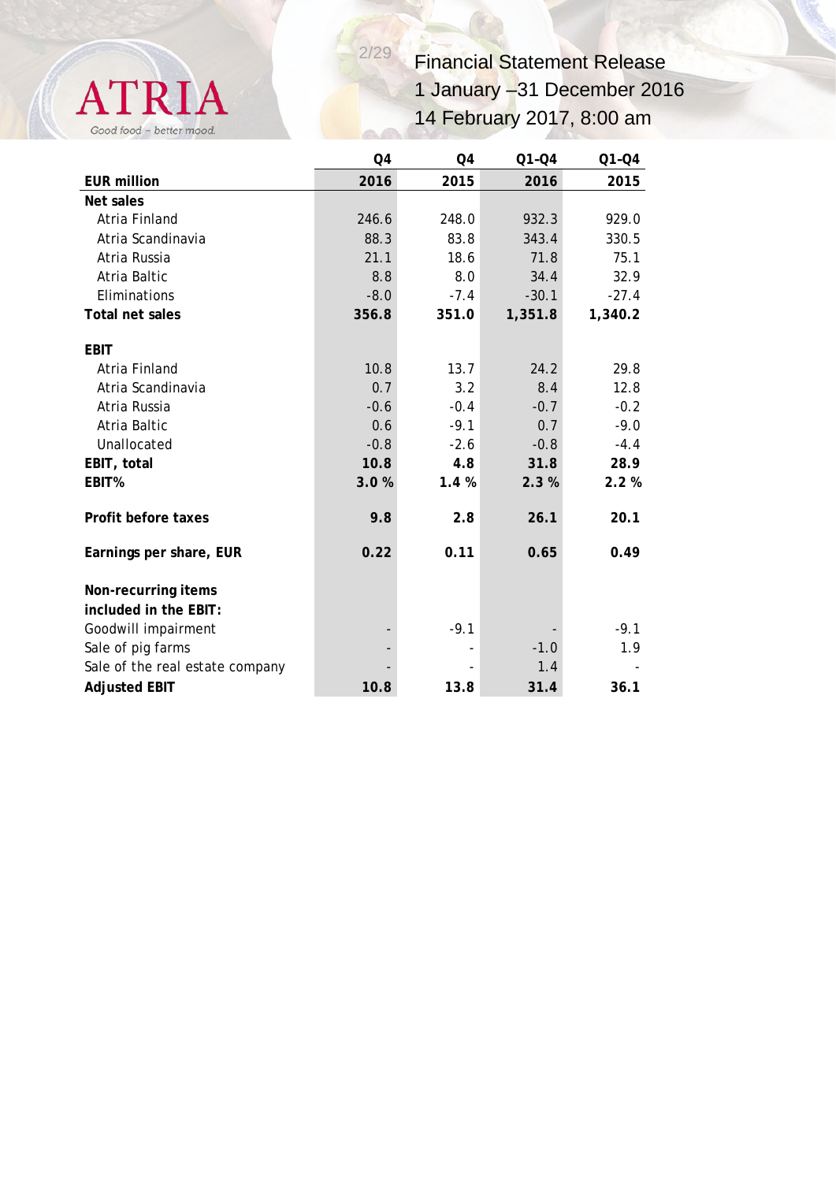| EUR million | Q4 2016 | Q4 2015 | Q1-Q4 2016 | Q1-Q4 2015 |
|---|---|---|---|---|
| **Net sales** | | | | |
| Atria Finland | 246.6 | 248.0 | 932.3 | 929.0 |
| Atria Scandinavia | 88.3 | 83.8 | 343.4 | 330.5 |
| Atria Russia | 21.1 | 18.6 | 71.8 | 75.1 |
| Atria Baltic | 8.8 | 8.0 | 34.4 | 32.9 |
| Eliminations | -8.0 | -7.4 | -30.1 | -27.4 |
| **Total net sales** | **356.8** | **351.0** | **1,351.8** | **1,340.2** |
| | | | | |
| **EBIT** | | | | |
| Atria Finland | 10.8 | 13.7 | 24.2 | 29.8 |
| Atria Scandinavia | 0.7 | 3.2 | 8.4 | 12.8 |
| Atria Russia | -0.6 | -0.4 | -0.7 | -0.2 |
| Atria Baltic | 0.6 | -9.1 | 0.7 | -9.0 |
| Unallocated | -0.8 | -2.6 | -0.8 | -4.4 |
| **EBIT, total** | **10.8** | **4.8** | **31.8** | **28.9** |
| **EBIT%** | **3.0 %** | **1.4 %** | **2.3 %** | **2.2 %** |
| | | | | |
| **Profit before taxes** | **9.8** | **2.8** | **26.1** | **20.1** |
| | | | | |
| **Earnings per share, EUR** | **0.22** | **0.11** | **0.65** | **0.49** |
| | | | | |
| **Non-recurring items included in the EBIT:** | | | | |
| Goodwill impairment | - | -9.1 | - | -9.1 |
| Sale of pig farms | - | - | -1.0 | 1.9 |
| Sale of the real estate company | - | - | 1.4 | - |
| **Adjusted EBIT** | **10.8** | **13.8** | **31.4** | **36.1** |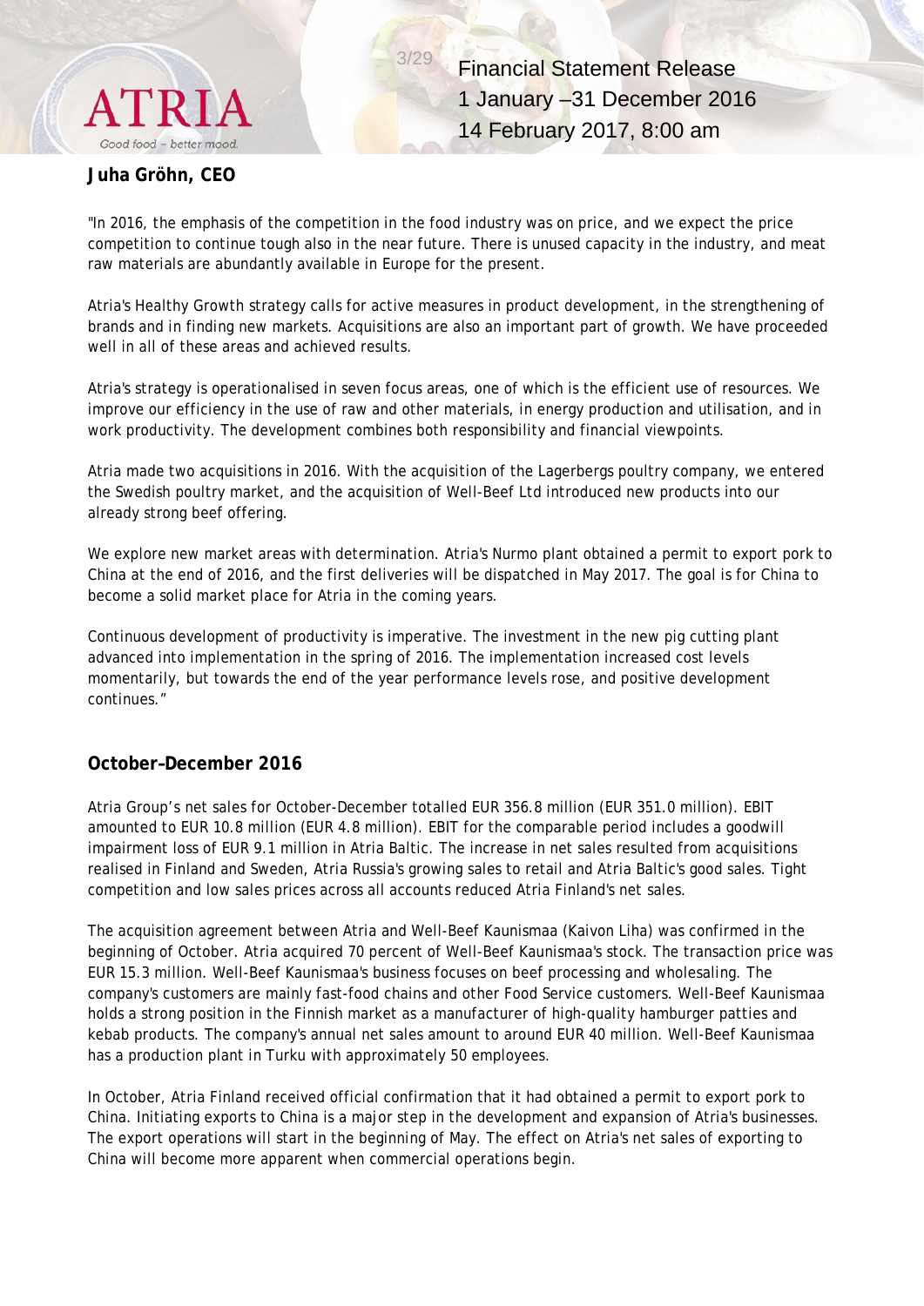**Juha Gröhn, CEO**

"In 2016, the emphasis of the competition in the food industry was on price, and we expect the price competition to continue tough also in the near future. There is unused capacity in the industry, and meat raw materials are abundantly available in Europe for the present.

Atria's Healthy Growth strategy calls for active measures in product development, in the strengthening of brands and in finding new markets. Acquisitions are also an important part of growth. We have proceeded well in all of these areas and achieved results.

Atria's strategy is operationalised in seven focus areas, one of which is the efficient use of resources. We improve our efficiency in the use of raw and other materials, in energy production and utilisation, and in work productivity. The development combines both responsibility and financial viewpoints.

Atria made two acquisitions in 2016. With the acquisition of the Lagerbergs poultry company, we entered the Swedish poultry market, and the acquisition of Well-Beef Ltd introduced new products into our already strong beef offering.

We explore new market areas with determination. Atria's Nurmo plant obtained a permit to export pork to China at the end of 2016, and the first deliveries will be dispatched in May 2017. The goal is for China to become a solid market place for Atria in the coming years.

Continuous development of productivity is imperative. The investment in the new pig cutting plant advanced into implementation in the spring of 2016. The implementation increased cost levels momentarily, but towards the end of the year performance levels rose, and positive development continues."

## October–December 2016

Atria Group's net sales for October-December totalled EUR 356.8 million (EUR 351.0 million). EBIT amounted to EUR 10.8 million (EUR 4.8 million). EBIT for the comparable period includes a goodwill impairment loss of EUR 9.1 million in Atria Baltic. The increase in net sales resulted from acquisitions realised in Finland and Sweden, Atria Russia's growing sales to retail and Atria Baltic's good sales. Tight competition and low sales prices across all accounts reduced Atria Finland's net sales.

The acquisition agreement between Atria and Well-Beef Kaunismaa (Kaivon Liha) was confirmed in the beginning of October. Atria acquired 70 percent of Well-Beef Kaunismaa's stock. The transaction price was EUR 15.3 million. Well-Beef Kaunismaa's business focuses on beef processing and wholesaling. The company's customers are mainly fast-food chains and other Food Service customers. Well-Beef Kaunismaa holds a strong position in the Finnish market as a manufacturer of high-quality hamburger patties and kebab products. The company's annual net sales amount to around EUR 40 million. Well-Beef Kaunismaa has a production plant in Turku with approximately 50 employees.

In October, Atria Finland received official confirmation that it had obtained a permit to export pork to China. Initiating exports to China is a major step in the development and expansion of Atria's businesses. The export operations will start in the beginning of May. The effect on Atria's net sales of exporting to China will become more apparent when commercial operations begin.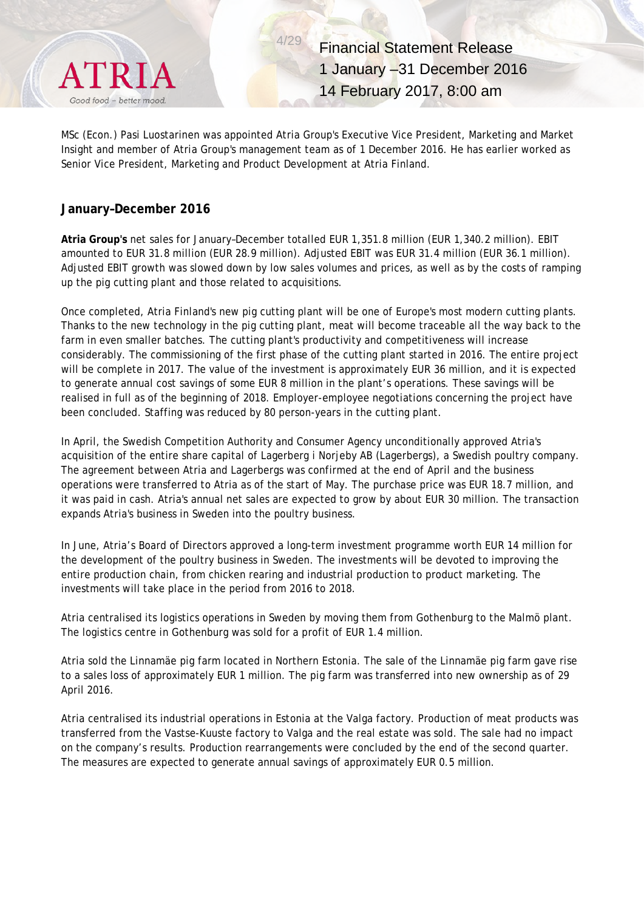MSc (Econ.) Pasi Luostarinen was appointed Atria Group's Executive Vice President, Marketing and Market Insight and member of Atria Group's management team as of 1 December 2016. He has earlier worked as Senior Vice President, Marketing and Product Development at Atria Finland.

## January–December 2016

**Atria Group's** net sales for January–December totalled EUR 1,351.8 million (EUR 1,340.2 million). EBIT amounted to EUR 31.8 million (EUR 28.9 million). Adjusted EBIT was EUR 31.4 million (EUR 36.1 million). Adjusted EBIT growth was slowed down by low sales volumes and prices, as well as by the costs of ramping up the pig cutting plant and those related to acquisitions.

Once completed, Atria Finland's new pig cutting plant will be one of Europe's most modern cutting plants. Thanks to the new technology in the pig cutting plant, meat will become traceable all the way back to the farm in even smaller batches. The cutting plant's productivity and competitiveness will increase considerably. The commissioning of the first phase of the cutting plant started in 2016. The entire project will be complete in 2017. The value of the investment is approximately EUR 36 million, and it is expected to generate annual cost savings of some EUR 8 million in the plant's operations. These savings will be realised in full as of the beginning of 2018. Employer-employee negotiations concerning the project have been concluded. Staffing was reduced by 80 person-years in the cutting plant.

In April, the Swedish Competition Authority and Consumer Agency unconditionally approved Atria's acquisition of the entire share capital of Lagerberg i Norjeby AB (Lagerbergs), a Swedish poultry company. The agreement between Atria and Lagerbergs was confirmed at the end of April and the business operations were transferred to Atria as of the start of May. The purchase price was EUR 18.7 million, and it was paid in cash. Atria's annual net sales are expected to grow by about EUR 30 million. The transaction expands Atria's business in Sweden into the poultry business.

In June, Atria's Board of Directors approved a long-term investment programme worth EUR 14 million for the development of the poultry business in Sweden. The investments will be devoted to improving the entire production chain, from chicken rearing and industrial production to product marketing. The investments will take place in the period from 2016 to 2018.

Atria centralised its logistics operations in Sweden by moving them from Gothenburg to the Malmö plant. The logistics centre in Gothenburg was sold for a profit of EUR 1.4 million.

Atria sold the Linnamäe pig farm located in Northern Estonia. The sale of the Linnamäe pig farm gave rise to a sales loss of approximately EUR 1 million. The pig farm was transferred into new ownership as of 29 April 2016.

Atria centralised its industrial operations in Estonia at the Valga factory. Production of meat products was transferred from the Vastse-Kuuste factory to Valga and the real estate was sold. The sale had no impact on the company's results. Production rearrangements were concluded by the end of the second quarter. The measures are expected to generate annual savings of approximately EUR 0.5 million.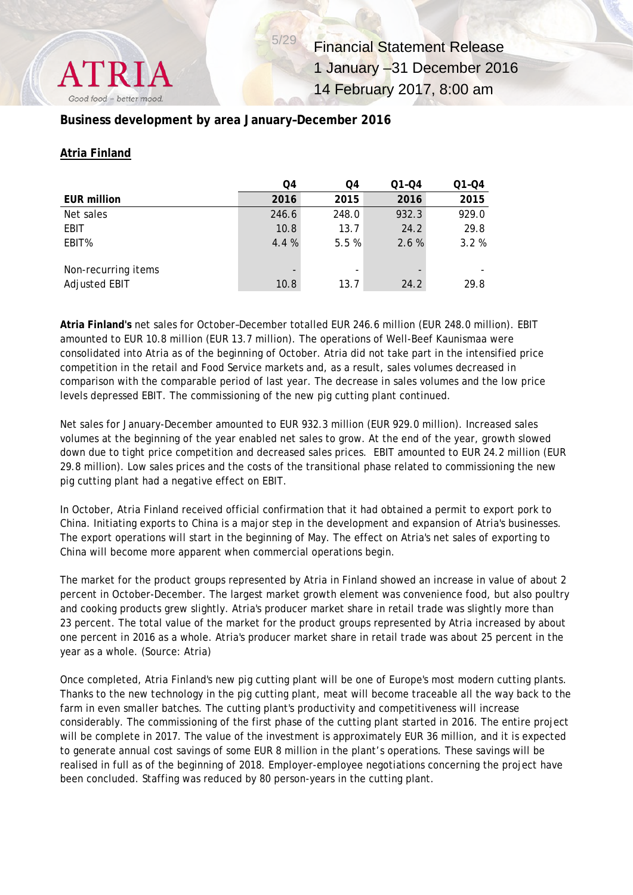## Business development by area January–December 2016

### Atria Finland

| EUR million | Q4 2016 | Q4 2015 | Q1-Q4 2016 | Q1-Q4 2015 |
|---|---|---|---|---|
| Net sales | 246.6 | 248.0 | 932.3 | 929.0 |
| EBIT | 10.8 | 13.7 | 24.2 | 29.8 |
| EBIT% | 4.4 % | 5.5 % | 2.6 % | 3.2 % |
| | | | | |
| Non-recurring items | - | - | - | - |
| Adjusted EBIT | 10.8 | 13.7 | 24.2 | 29.8 |

**Atria Finland's** net sales for October–December totalled EUR 246.6 million (EUR 248.0 million). EBIT amounted to EUR 10.8 million (EUR 13.7 million). The operations of Well-Beef Kaunismaa were consolidated into Atria as of the beginning of October. Atria did not take part in the intensified price competition in the retail and Food Service markets and, as a result, sales volumes decreased in comparison with the comparable period of last year. The decrease in sales volumes and the low price levels depressed EBIT. The commissioning of the new pig cutting plant continued.

Net sales for January-December amounted to EUR 932.3 million (EUR 929.0 million). Increased sales volumes at the beginning of the year enabled net sales to grow. At the end of the year, growth slowed down due to tight price competition and decreased sales prices. EBIT amounted to EUR 24.2 million (EUR 29.8 million). Low sales prices and the costs of the transitional phase related to commissioning the new pig cutting plant had a negative effect on EBIT.

In October, Atria Finland received official confirmation that it had obtained a permit to export pork to China. Initiating exports to China is a major step in the development and expansion of Atria's businesses. The export operations will start in the beginning of May. The effect on Atria's net sales of exporting to China will become more apparent when commercial operations begin.

The market for the product groups represented by Atria in Finland showed an increase in value of about 2 percent in October-December. The largest market growth element was convenience food, but also poultry and cooking products grew slightly. Atria's producer market share in retail trade was slightly more than 23 percent. The total value of the market for the product groups represented by Atria increased by about one percent in 2016 as a whole. Atria's producer market share in retail trade was about 25 percent in the year as a whole. (Source: Atria)

Once completed, Atria Finland's new pig cutting plant will be one of Europe's most modern cutting plants. Thanks to the new technology in the pig cutting plant, meat will become traceable all the way back to the farm in even smaller batches. The cutting plant's productivity and competitiveness will increase considerably. The commissioning of the first phase of the cutting plant started in 2016. The entire project will be complete in 2017. The value of the investment is approximately EUR 36 million, and it is expected to generate annual cost savings of some EUR 8 million in the plant's operations. These savings will be realised in full as of the beginning of 2018. Employer-employee negotiations concerning the project have been concluded. Staffing was reduced by 80 person-years in the cutting plant.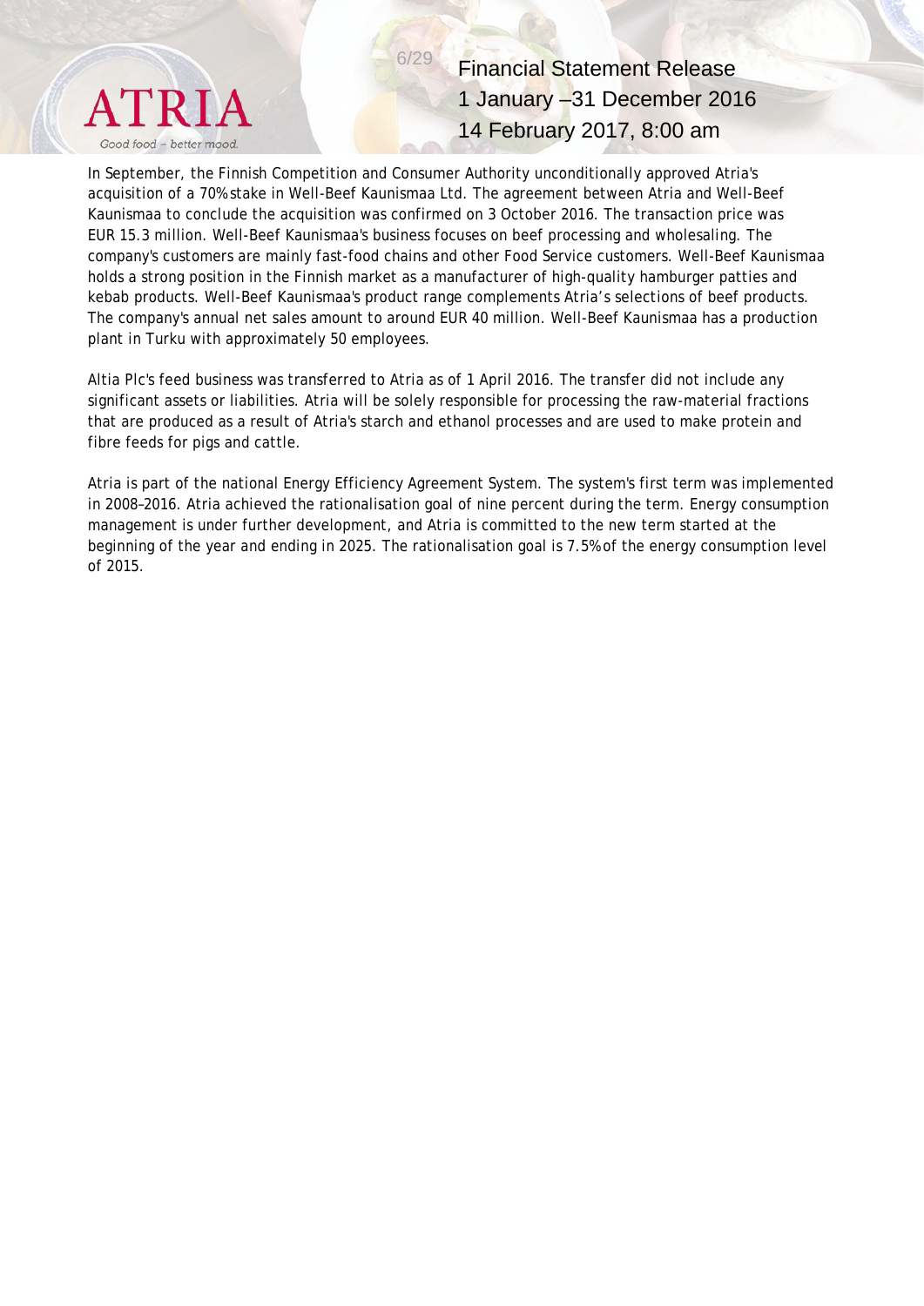In September, the Finnish Competition and Consumer Authority unconditionally approved Atria's acquisition of a 70% stake in Well-Beef Kaunismaa Ltd. The agreement between Atria and Well-Beef Kaunismaa to conclude the acquisition was confirmed on 3 October 2016. The transaction price was EUR 15.3 million. Well-Beef Kaunismaa's business focuses on beef processing and wholesaling. The company's customers are mainly fast-food chains and other Food Service customers. Well-Beef Kaunismaa holds a strong position in the Finnish market as a manufacturer of high-quality hamburger patties and kebab products. Well-Beef Kaunismaa's product range complements Atria's selections of beef products. The company's annual net sales amount to around EUR 40 million. Well-Beef Kaunismaa has a production plant in Turku with approximately 50 employees.

Altia Plc's feed business was transferred to Atria as of 1 April 2016. The transfer did not include any significant assets or liabilities. Atria will be solely responsible for processing the raw-material fractions that are produced as a result of Atria's starch and ethanol processes and are used to make protein and fibre feeds for pigs and cattle.

Atria is part of the national Energy Efficiency Agreement System. The system's first term was implemented in 2008–2016. Atria achieved the rationalisation goal of nine percent during the term. Energy consumption management is under further development, and Atria is committed to the new term started at the beginning of the year and ending in 2025. The rationalisation goal is 7.5% of the energy consumption level of 2015.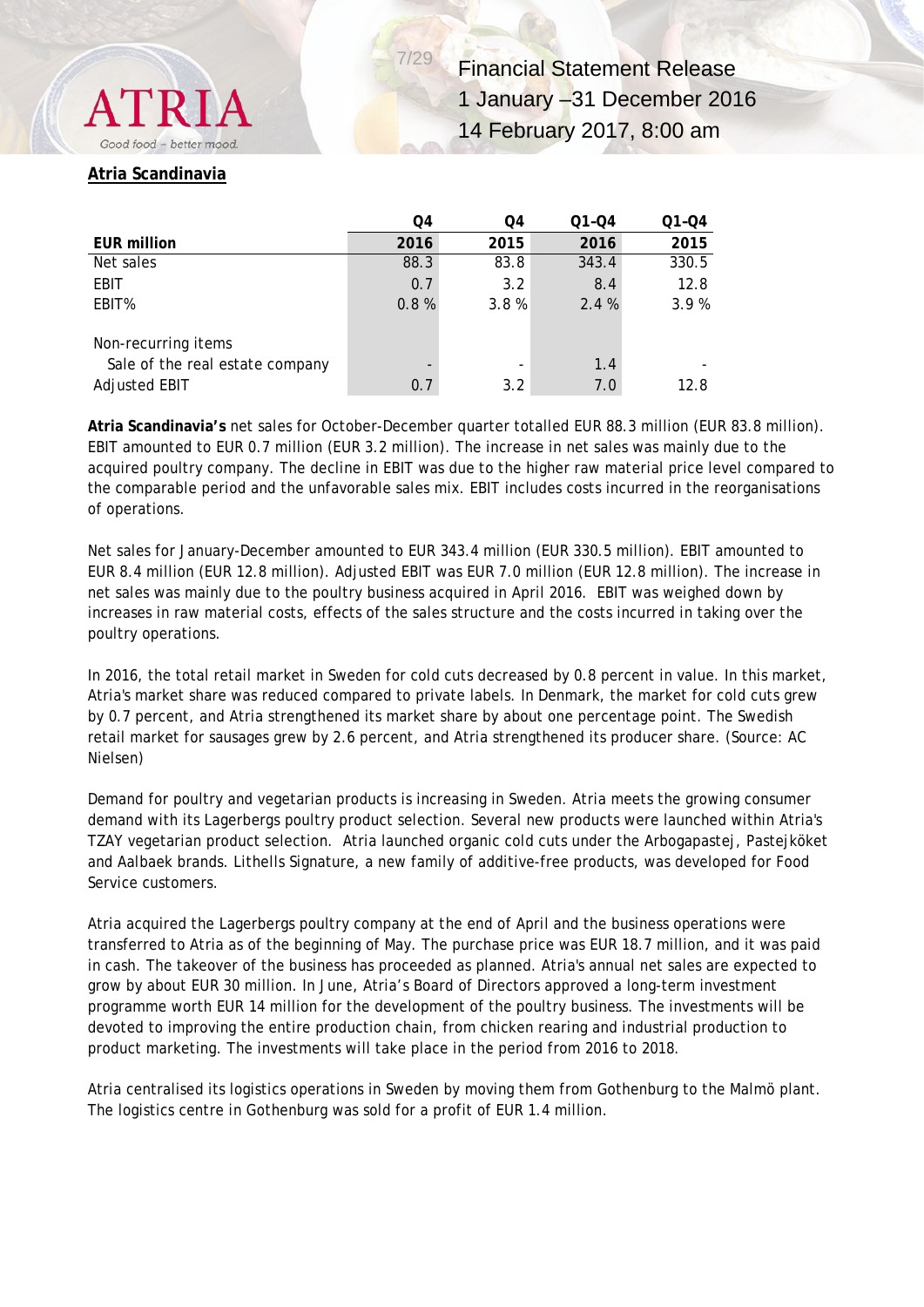## Atria Scandinavia

| EUR million | Q4 2016 | Q4 2015 | Q1-Q4 2016 | Q1-Q4 2015 |
|---|---|---|---|---|
| Net sales | 88.3 | 83.8 | 343.4 | 330.5 |
| EBIT | 0.7 | 3.2 | 8.4 | 12.8 |
| EBIT% | 0.8 % | 3.8 % | 2.4 % | 3.9 % |
| | | | | |
| Non-recurring items | | | | |
| Sale of the real estate company | - | - | 1.4 | - |
| Adjusted EBIT | 0.7 | 3.2 | 7.0 | 12.8 |

**Atria Scandinavia's** net sales for October-December quarter totalled EUR 88.3 million (EUR 83.8 million). EBIT amounted to EUR 0.7 million (EUR 3.2 million). The increase in net sales was mainly due to the acquired poultry company. The decline in EBIT was due to the higher raw material price level compared to the comparable period and the unfavorable sales mix. EBIT includes costs incurred in the reorganisations of operations.

Net sales for January-December amounted to EUR 343.4 million (EUR 330.5 million). EBIT amounted to EUR 8.4 million (EUR 12.8 million). Adjusted EBIT was EUR 7.0 million (EUR 12.8 million). The increase in net sales was mainly due to the poultry business acquired in April 2016. EBIT was weighed down by increases in raw material costs, effects of the sales structure and the costs incurred in taking over the poultry operations.

In 2016, the total retail market in Sweden for cold cuts decreased by 0.8 percent in value. In this market, Atria's market share was reduced compared to private labels. In Denmark, the market for cold cuts grew by 0.7 percent, and Atria strengthened its market share by about one percentage point. The Swedish retail market for sausages grew by 2.6 percent, and Atria strengthened its producer share. (Source: AC Nielsen)

Demand for poultry and vegetarian products is increasing in Sweden. Atria meets the growing consumer demand with its Lagerbergs poultry product selection. Several new products were launched within Atria's TZAY vegetarian product selection. Atria launched organic cold cuts under the Arbogapastej, Pastejköket and Aalbaek brands. Lithells Signature, a new family of additive-free products, was developed for Food Service customers.

Atria acquired the Lagerbergs poultry company at the end of April and the business operations were transferred to Atria as of the beginning of May. The purchase price was EUR 18.7 million, and it was paid in cash. The takeover of the business has proceeded as planned. Atria's annual net sales are expected to grow by about EUR 30 million. In June, Atria's Board of Directors approved a long-term investment programme worth EUR 14 million for the development of the poultry business. The investments will be devoted to improving the entire production chain, from chicken rearing and industrial production to product marketing. The investments will take place in the period from 2016 to 2018.

Atria centralised its logistics operations in Sweden by moving them from Gothenburg to the Malmö plant. The logistics centre in Gothenburg was sold for a profit of EUR 1.4 million.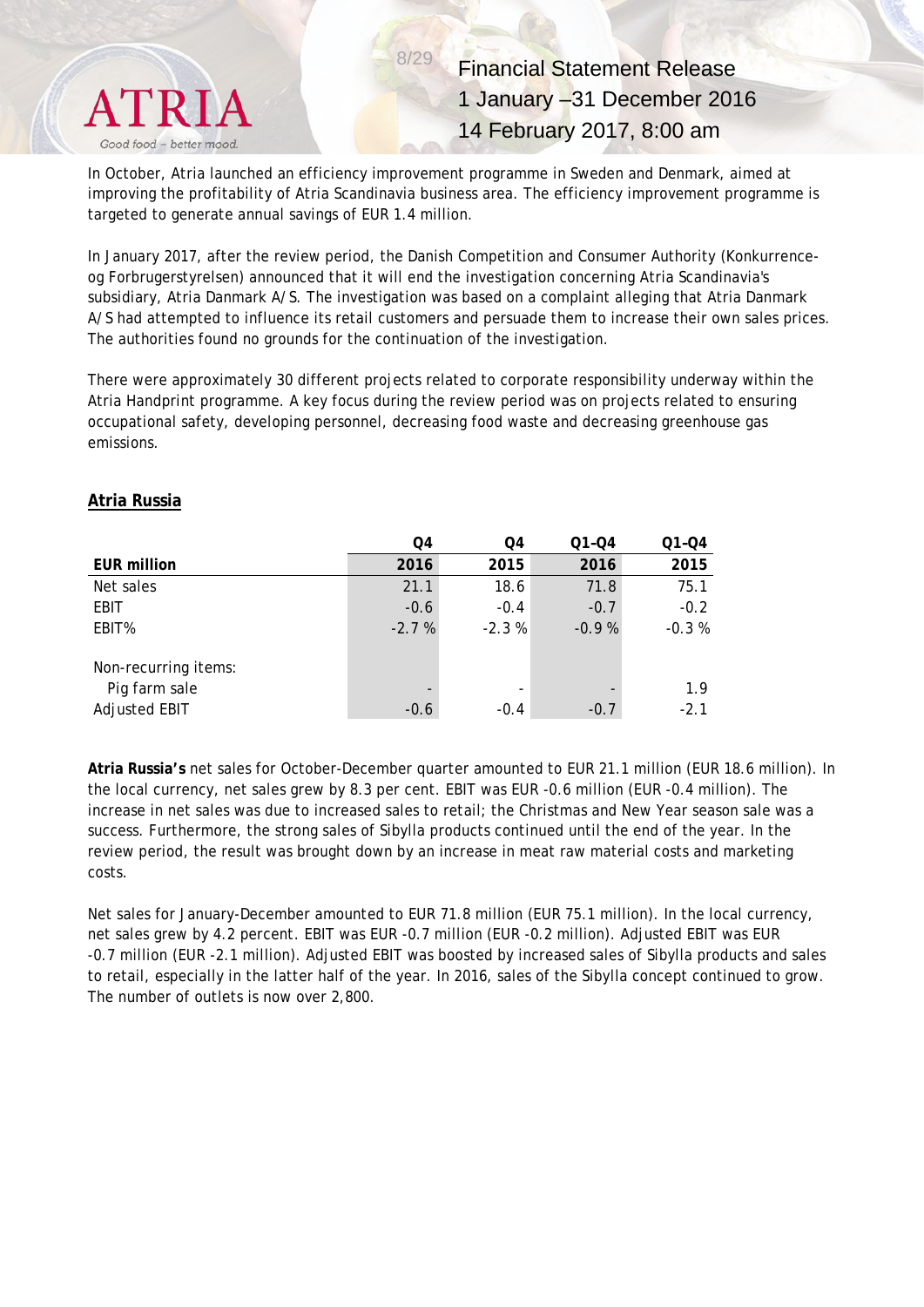In October, Atria launched an efficiency improvement programme in Sweden and Denmark, aimed at improving the profitability of Atria Scandinavia business area. The efficiency improvement programme is targeted to generate annual savings of EUR 1.4 million.

In January 2017, after the review period, the Danish Competition and Consumer Authority (Konkurrence- og Forbrugerstyrelsen) announced that it will end the investigation concerning Atria Scandinavia's subsidiary, Atria Danmark A/S. The investigation was based on a complaint alleging that Atria Danmark A/S had attempted to influence its retail customers and persuade them to increase their own sales prices. The authorities found no grounds for the continuation of the investigation.

There were approximately 30 different projects related to corporate responsibility underway within the Atria Handprint programme. A key focus during the review period was on projects related to ensuring occupational safety, developing personnel, decreasing food waste and decreasing greenhouse gas emissions.

## Atria Russia

| EUR million | Q4 2016 | Q4 2015 | Q1-Q4 2016 | Q1-Q4 2015 |
|---|---|---|---|---|
| Net sales | 21.1 | 18.6 | 71.8 | 75.1 |
| EBIT | -0.6 | -0.4 | -0.7 | -0.2 |
| EBIT% | -2.7 % | -2.3 % | -0.9 % | -0.3 % |
| | | | | |
| Non-recurring items: | | | | |
| Pig farm sale | - | - | - | 1.9 |
| Adjusted EBIT | -0.6 | -0.4 | -0.7 | -2.1 |

**Atria Russia's** net sales for October-December quarter amounted to EUR 21.1 million (EUR 18.6 million). In the local currency, net sales grew by 8.3 per cent. EBIT was EUR -0.6 million (EUR -0.4 million). The increase in net sales was due to increased sales to retail; the Christmas and New Year season sale was a success. Furthermore, the strong sales of Sibylla products continued until the end of the year. In the review period, the result was brought down by an increase in meat raw material costs and marketing costs.

Net sales for January-December amounted to EUR 71.8 million (EUR 75.1 million). In the local currency, net sales grew by 4.2 percent. EBIT was EUR -0.7 million (EUR -0.2 million). Adjusted EBIT was EUR -0.7 million (EUR -2.1 million). Adjusted EBIT was boosted by increased sales of Sibylla products and sales to retail, especially in the latter half of the year. In 2016, sales of the Sibylla concept continued to grow. The number of outlets is now over 2,800.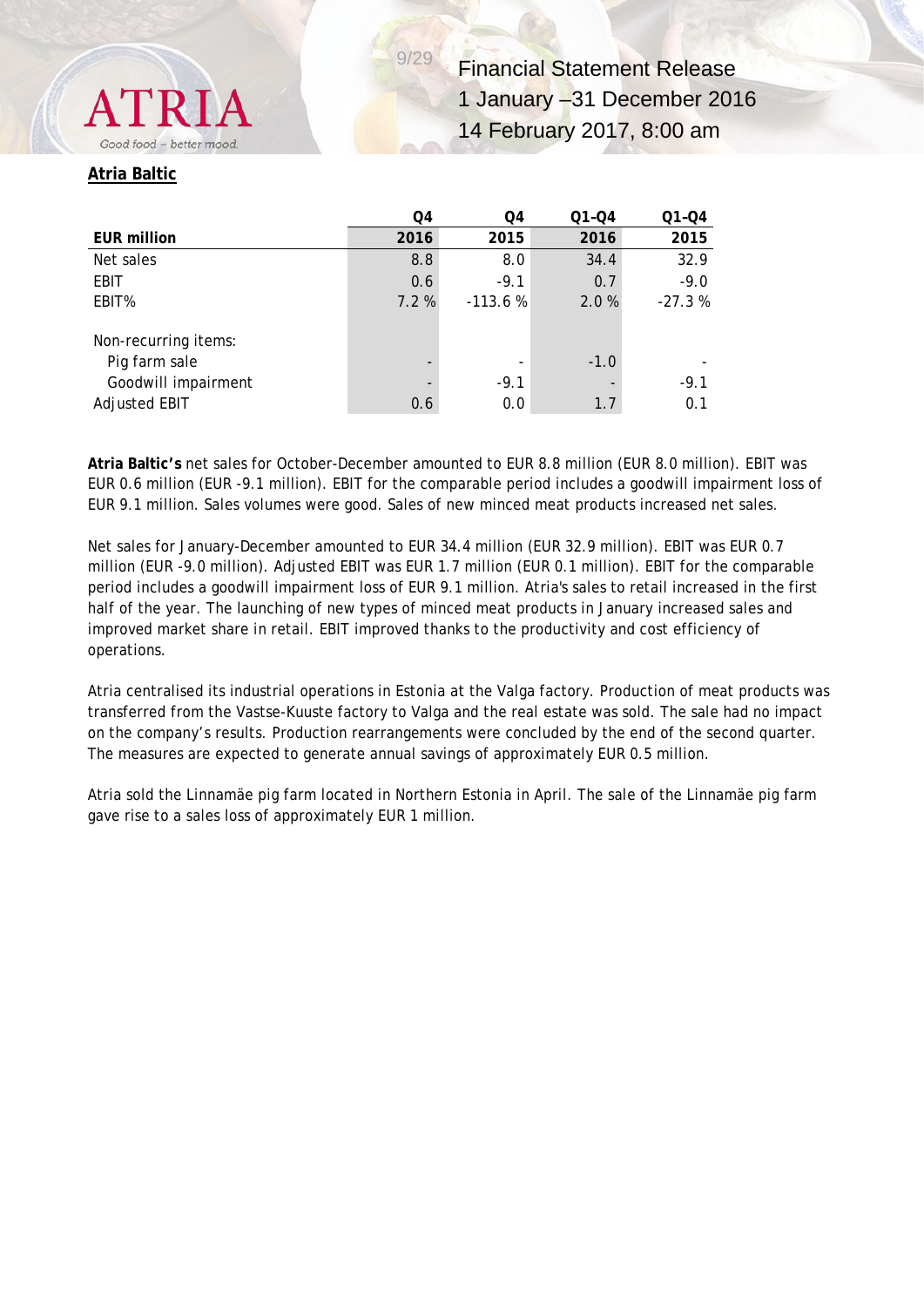## Atria Baltic

| EUR million | Q4 2016 | Q4 2015 | Q1-Q4 2016 | Q1-Q4 2015 |
|---|---|---|---|---|
| Net sales | 8.8 | 8.0 | 34.4 | 32.9 |
| EBIT | 0.6 | -9.1 | 0.7 | -9.0 |
| EBIT% | 7.2 % | -113.6 % | 2.0 % | -27.3 % |
| | | | | |
| Non-recurring items: | | | | |
| Pig farm sale | - | - | -1.0 | - |
| Goodwill impairment | - | -9.1 | - | -9.1 |
| Adjusted EBIT | 0.6 | 0.0 | 1.7 | 0.1 |

**Atria Baltic's** net sales for October-December amounted to EUR 8.8 million (EUR 8.0 million). EBIT was EUR 0.6 million (EUR -9.1 million). EBIT for the comparable period includes a goodwill impairment loss of EUR 9.1 million. Sales volumes were good. Sales of new minced meat products increased net sales.

Net sales for January-December amounted to EUR 34.4 million (EUR 32.9 million). EBIT was EUR 0.7 million (EUR -9.0 million). Adjusted EBIT was EUR 1.7 million (EUR 0.1 million). EBIT for the comparable period includes a goodwill impairment loss of EUR 9.1 million. Atria's sales to retail increased in the first half of the year. The launching of new types of minced meat products in January increased sales and improved market share in retail. EBIT improved thanks to the productivity and cost efficiency of operations.

Atria centralised its industrial operations in Estonia at the Valga factory. Production of meat products was transferred from the Vastse-Kuuste factory to Valga and the real estate was sold. The sale had no impact on the company's results. Production rearrangements were concluded by the end of the second quarter. The measures are expected to generate annual savings of approximately EUR 0.5 million.

Atria sold the Linnamäe pig farm located in Northern Estonia in April. The sale of the Linnamäe pig farm gave rise to a sales loss of approximately EUR 1 million.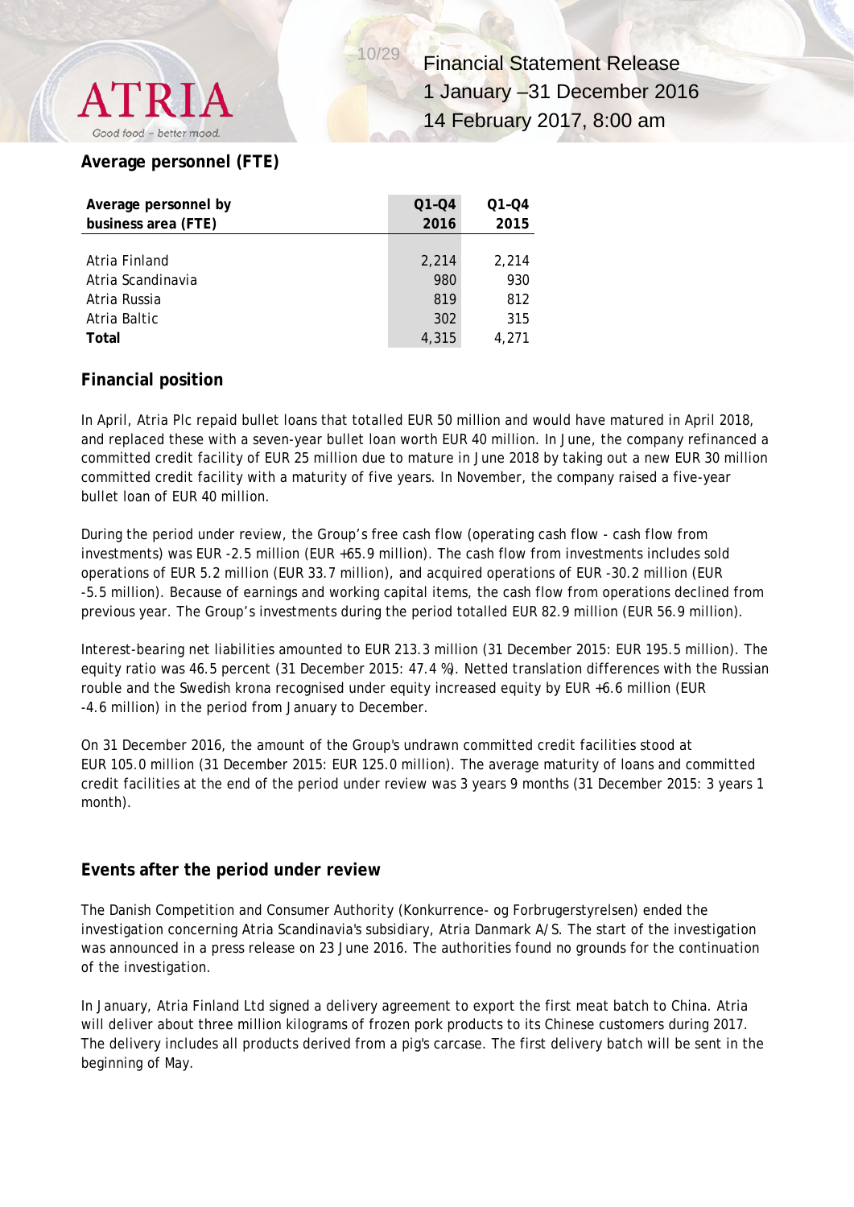## Average personnel (FTE)

| Average personnel by business area (FTE) | Q1–Q4 2016 | Q1–Q4 2015 |
|---|---|---|
| Atria Finland | 2,214 | 2,214 |
| Atria Scandinavia | 980 | 930 |
| Atria Russia | 819 | 812 |
| Atria Baltic | 302 | 315 |
| **Total** | 4,315 | 4,271 |

## Financial position

In April, Atria Plc repaid bullet loans that totalled EUR 50 million and would have matured in April 2018, and replaced these with a seven-year bullet loan worth EUR 40 million. In June, the company refinanced a committed credit facility of EUR 25 million due to mature in June 2018 by taking out a new EUR 30 million committed credit facility with a maturity of five years. In November, the company raised a five-year bullet loan of EUR 40 million.

During the period under review, the Group's free cash flow (operating cash flow - cash flow from investments) was EUR -2.5 million (EUR +65.9 million). The cash flow from investments includes sold operations of EUR 5.2 million (EUR 33.7 million), and acquired operations of EUR -30.2 million (EUR -5.5 million). Because of earnings and working capital items, the cash flow from operations declined from previous year. The Group's investments during the period totalled EUR 82.9 million (EUR 56.9 million).

Interest-bearing net liabilities amounted to EUR 213.3 million (31 December 2015: EUR 195.5 million). The equity ratio was 46.5 percent (31 December 2015: 47.4 %). Netted translation differences with the Russian rouble and the Swedish krona recognised under equity increased equity by EUR +6.6 million (EUR -4.6 million) in the period from January to December.

On 31 December 2016, the amount of the Group's undrawn committed credit facilities stood at EUR 105.0 million (31 December 2015: EUR 125.0 million). The average maturity of loans and committed credit facilities at the end of the period under review was 3 years 9 months (31 December 2015: 3 years 1 month).

## Events after the period under review

The Danish Competition and Consumer Authority (Konkurrence- og Forbrugerstyrelsen) ended the investigation concerning Atria Scandinavia's subsidiary, Atria Danmark A/S. The start of the investigation was announced in a press release on 23 June 2016. The authorities found no grounds for the continuation of the investigation.

In January, Atria Finland Ltd signed a delivery agreement to export the first meat batch to China. Atria will deliver about three million kilograms of frozen pork products to its Chinese customers during 2017. The delivery includes all products derived from a pig's carcase. The first delivery batch will be sent in the beginning of May.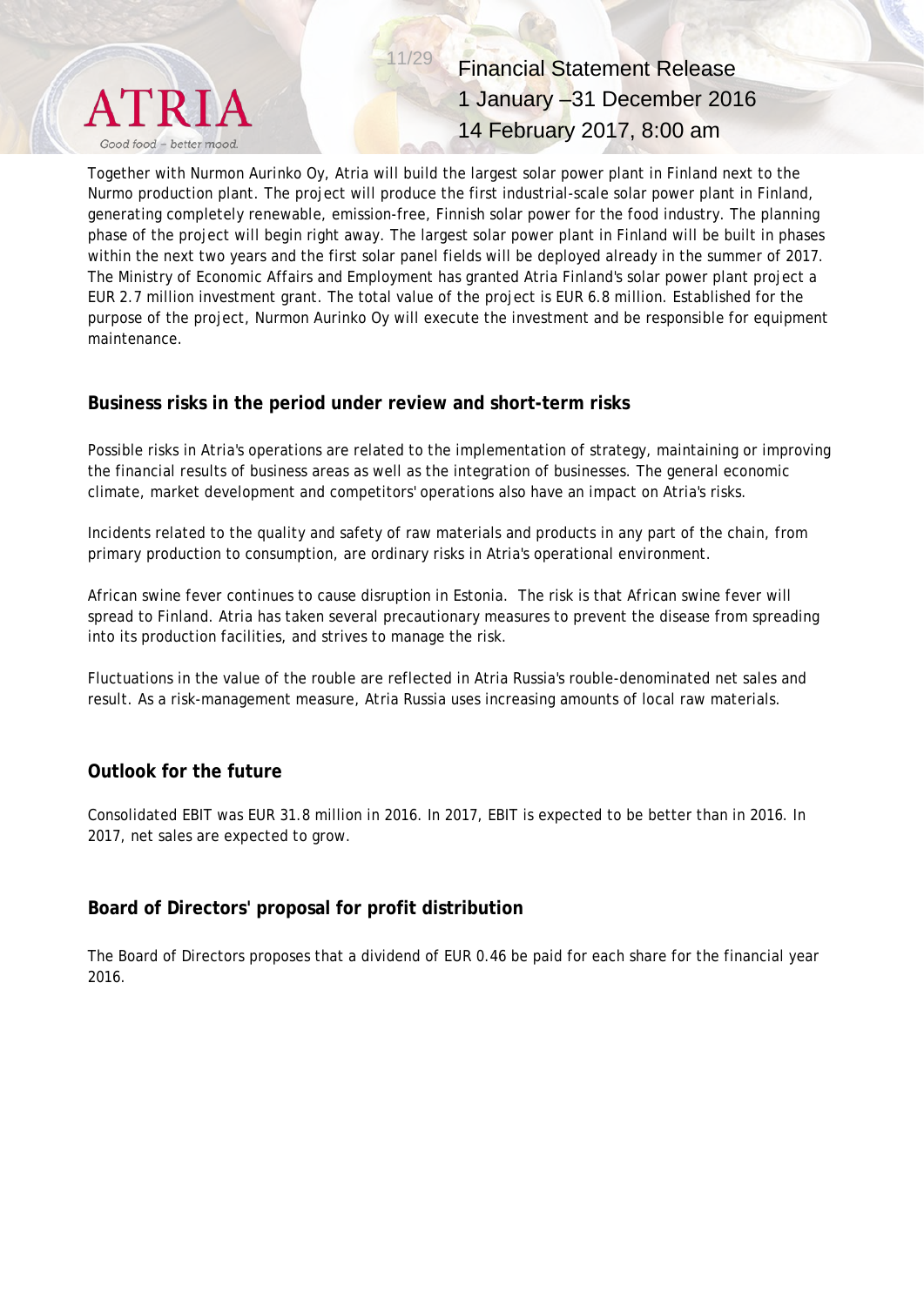Together with Nurmon Aurinko Oy, Atria will build the largest solar power plant in Finland next to the Nurmo production plant. The project will produce the first industrial-scale solar power plant in Finland, generating completely renewable, emission-free, Finnish solar power for the food industry. The planning phase of the project will begin right away. The largest solar power plant in Finland will be built in phases within the next two years and the first solar panel fields will be deployed already in the summer of 2017. The Ministry of Economic Affairs and Employment has granted Atria Finland's solar power plant project a EUR 2.7 million investment grant. The total value of the project is EUR 6.8 million. Established for the purpose of the project, Nurmon Aurinko Oy will execute the investment and be responsible for equipment maintenance.

## Business risks in the period under review and short-term risks

Possible risks in Atria's operations are related to the implementation of strategy, maintaining or improving the financial results of business areas as well as the integration of businesses. The general economic climate, market development and competitors' operations also have an impact on Atria's risks.

Incidents related to the quality and safety of raw materials and products in any part of the chain, from primary production to consumption, are ordinary risks in Atria's operational environment.

African swine fever continues to cause disruption in Estonia. The risk is that African swine fever will spread to Finland. Atria has taken several precautionary measures to prevent the disease from spreading into its production facilities, and strives to manage the risk.

Fluctuations in the value of the rouble are reflected in Atria Russia's rouble-denominated net sales and result. As a risk-management measure, Atria Russia uses increasing amounts of local raw materials.

## Outlook for the future

Consolidated EBIT was EUR 31.8 million in 2016. In 2017, EBIT is expected to be better than in 2016. In 2017, net sales are expected to grow.

## Board of Directors' proposal for profit distribution

The Board of Directors proposes that a dividend of EUR 0.46 be paid for each share for the financial year 2016.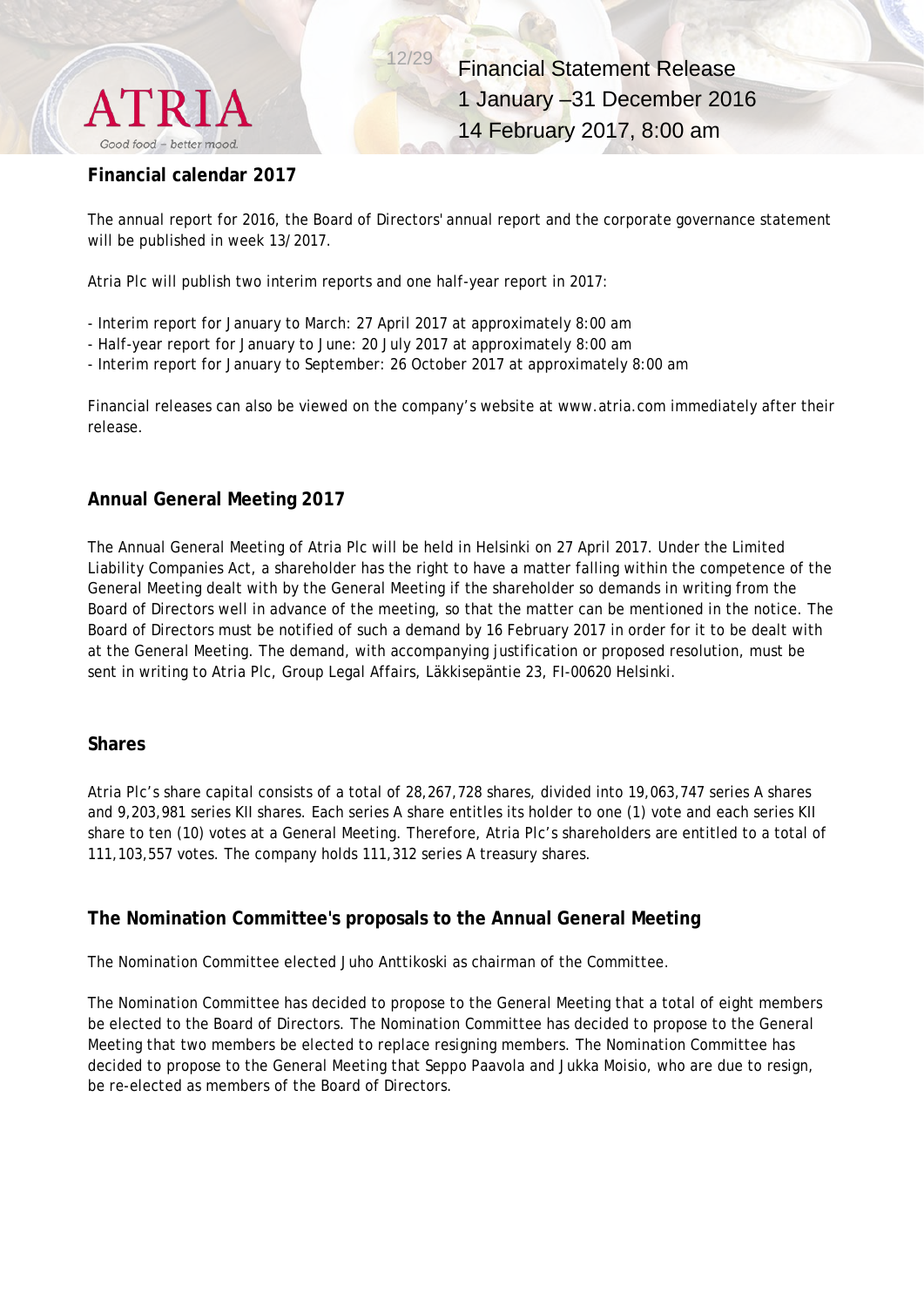## Financial calendar 2017

The annual report for 2016, the Board of Directors' annual report and the corporate governance statement will be published in week 13/2017.

Atria Plc will publish two interim reports and one half-year report in 2017:

- Interim report for January to March: 27 April 2017 at approximately 8:00 am
- Half-year report for January to June: 20 July 2017 at approximately 8:00 am
- Interim report for January to September: 26 October 2017 at approximately 8:00 am

Financial releases can also be viewed on the company's website at www.atria.com immediately after their release.

## Annual General Meeting 2017

The Annual General Meeting of Atria Plc will be held in Helsinki on 27 April 2017. Under the Limited Liability Companies Act, a shareholder has the right to have a matter falling within the competence of the General Meeting dealt with by the General Meeting if the shareholder so demands in writing from the Board of Directors well in advance of the meeting, so that the matter can be mentioned in the notice. The Board of Directors must be notified of such a demand by 16 February 2017 in order for it to be dealt with at the General Meeting. The demand, with accompanying justification or proposed resolution, must be sent in writing to Atria Plc, Group Legal Affairs, Läkkisepäntie 23, FI-00620 Helsinki.

## Shares

Atria Plc's share capital consists of a total of 28,267,728 shares, divided into 19,063,747 series A shares and 9,203,981 series KII shares. Each series A share entitles its holder to one (1) vote and each series KII share to ten (10) votes at a General Meeting. Therefore, Atria Plc's shareholders are entitled to a total of 111,103,557 votes. The company holds 111,312 series A treasury shares.

## The Nomination Committee's proposals to the Annual General Meeting

The Nomination Committee elected Juho Anttikoski as chairman of the Committee.

The Nomination Committee has decided to propose to the General Meeting that a total of eight members be elected to the Board of Directors. The Nomination Committee has decided to propose to the General Meeting that two members be elected to replace resigning members. The Nomination Committee has decided to propose to the General Meeting that Seppo Paavola and Jukka Moisio, who are due to resign, be re-elected as members of the Board of Directors.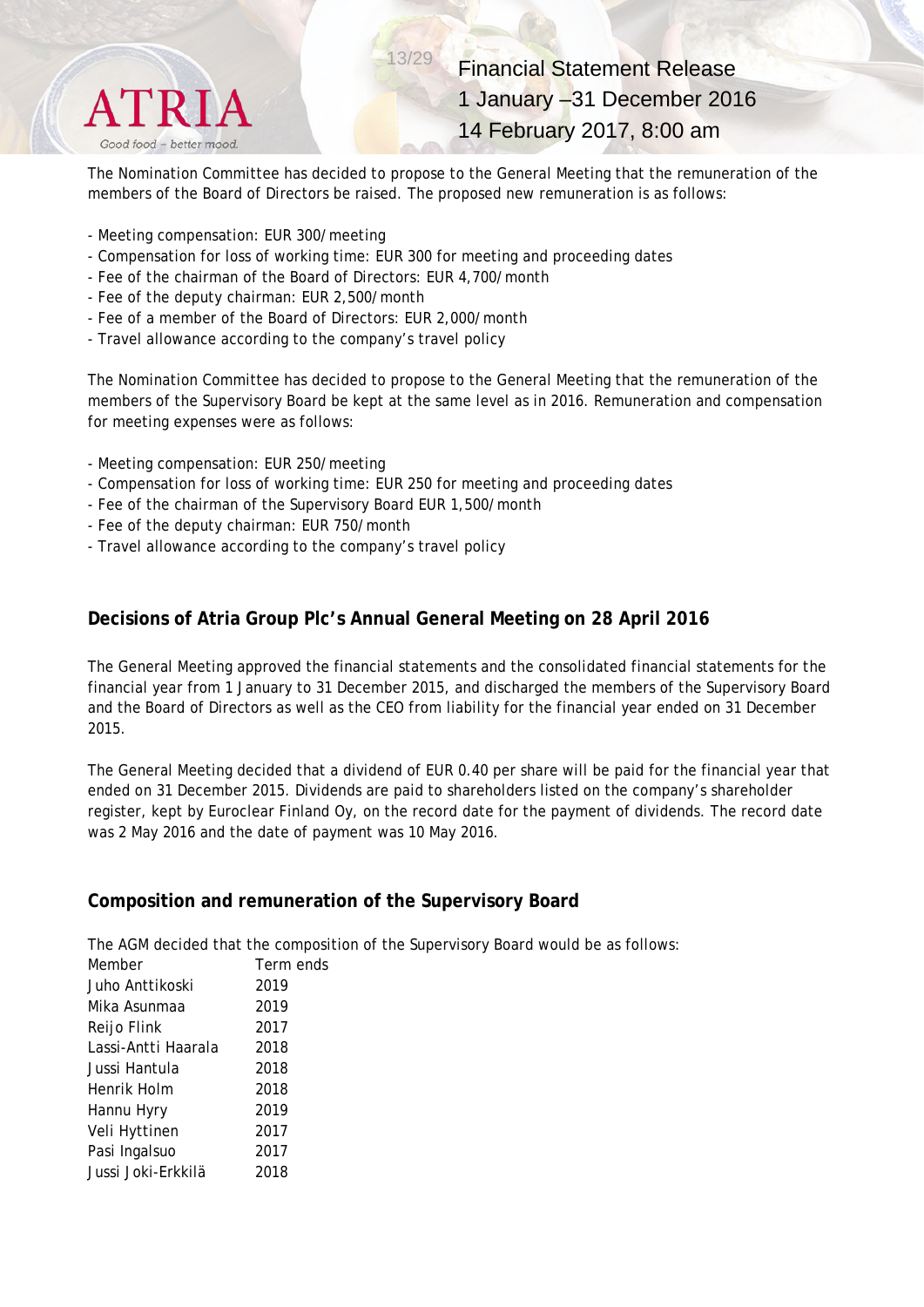The Nomination Committee has decided to propose to the General Meeting that the remuneration of the members of the Board of Directors be raised. The proposed new remuneration is as follows:

- Meeting compensation: EUR 300/meeting
- Compensation for loss of working time: EUR 300 for meeting and proceeding dates
- Fee of the chairman of the Board of Directors: EUR 4,700/month
- Fee of the deputy chairman: EUR 2,500/month
- Fee of a member of the Board of Directors: EUR 2,000/month
- Travel allowance according to the company's travel policy

The Nomination Committee has decided to propose to the General Meeting that the remuneration of the members of the Supervisory Board be kept at the same level as in 2016. Remuneration and compensation for meeting expenses were as follows:

- Meeting compensation: EUR 250/meeting
- Compensation for loss of working time: EUR 250 for meeting and proceeding dates
- Fee of the chairman of the Supervisory Board EUR 1,500/month
- Fee of the deputy chairman: EUR 750/month
- Travel allowance according to the company's travel policy

## Decisions of Atria Group Plc's Annual General Meeting on 28 April 2016

The General Meeting approved the financial statements and the consolidated financial statements for the financial year from 1 January to 31 December 2015, and discharged the members of the Supervisory Board and the Board of Directors as well as the CEO from liability for the financial year ended on 31 December 2015.

The General Meeting decided that a dividend of EUR 0.40 per share will be paid for the financial year that ended on 31 December 2015. Dividends are paid to shareholders listed on the company's shareholder register, kept by Euroclear Finland Oy, on the record date for the payment of dividends. The record date was 2 May 2016 and the date of payment was 10 May 2016.

## Composition and remuneration of the Supervisory Board

The AGM decided that the composition of the Supervisory Board would be as follows:

| Member | Term ends |
|---|---|
| Juho Anttikoski | 2019 |
| Mika Asunmaa | 2019 |
| Reijo Flink | 2017 |
| Lassi-Antti Haarala | 2018 |
| Jussi Hantula | 2018 |
| Henrik Holm | 2018 |
| Hannu Hyry | 2019 |
| Veli Hyttinen | 2017 |
| Pasi Ingalsuo | 2017 |
| Jussi Joki-Erkkilä | 2018 |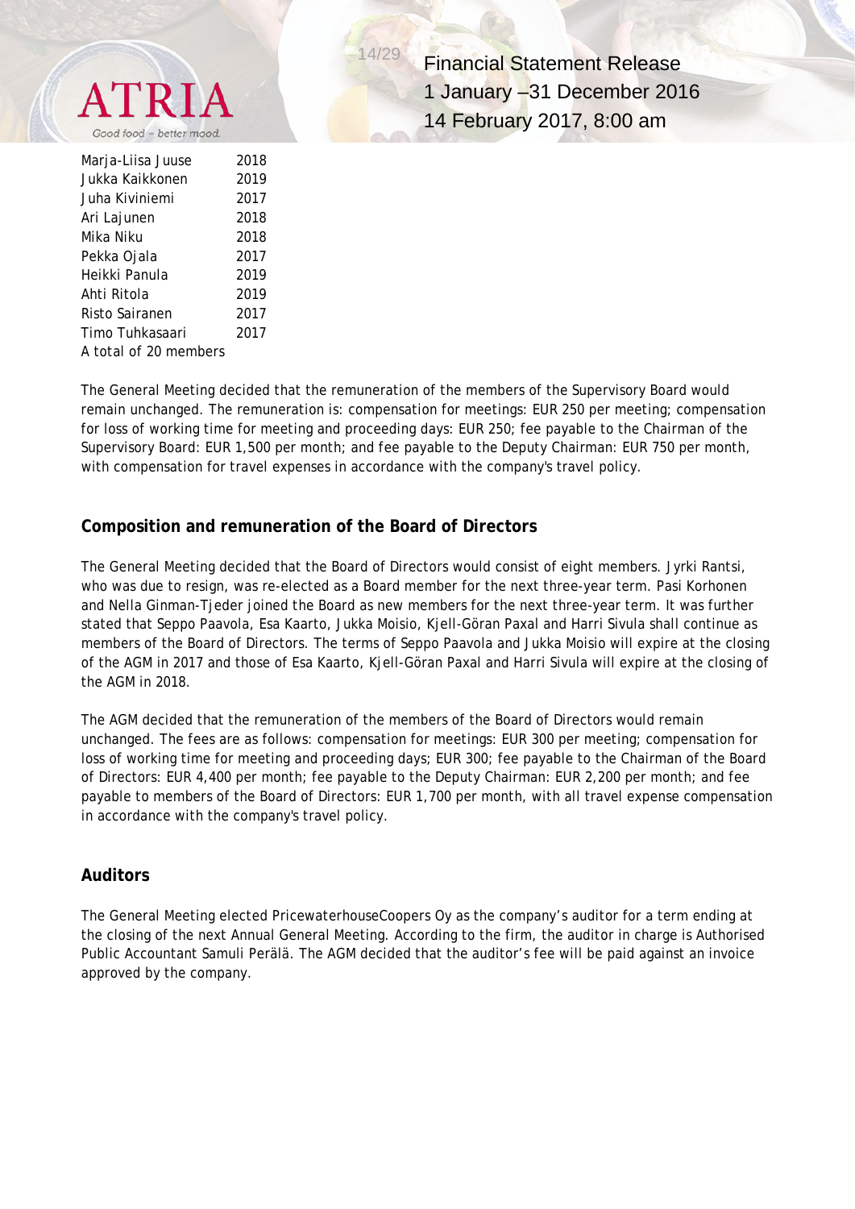| | |
|---|---|
| Marja-Liisa Juuse | 2018 |
| Jukka Kaikkonen | 2019 |
| Juha Kiviniemi | 2017 |
| Ari Lajunen | 2018 |
| Mika Niku | 2018 |
| Pekka Ojala | 2017 |
| Heikki Panula | 2019 |
| Ahti Ritola | 2019 |
| Risto Sairanen | 2017 |
| Timo Tuhkasaari | 2017 |
| A total of 20 members | |

The General Meeting decided that the remuneration of the members of the Supervisory Board would remain unchanged. The remuneration is: compensation for meetings: EUR 250 per meeting; compensation for loss of working time for meeting and proceeding days: EUR 250; fee payable to the Chairman of the Supervisory Board: EUR 1,500 per month; and fee payable to the Deputy Chairman: EUR 750 per month, with compensation for travel expenses in accordance with the company's travel policy.

## Composition and remuneration of the Board of Directors

The General Meeting decided that the Board of Directors would consist of eight members. Jyrki Rantsi, who was due to resign, was re-elected as a Board member for the next three-year term. Pasi Korhonen and Nella Ginman-Tjeder joined the Board as new members for the next three-year term. It was further stated that Seppo Paavola, Esa Kaarto, Jukka Moisio, Kjell-Göran Paxal and Harri Sivula shall continue as members of the Board of Directors. The terms of Seppo Paavola and Jukka Moisio will expire at the closing of the AGM in 2017 and those of Esa Kaarto, Kjell-Göran Paxal and Harri Sivula will expire at the closing of the AGM in 2018.

The AGM decided that the remuneration of the members of the Board of Directors would remain unchanged. The fees are as follows: compensation for meetings: EUR 300 per meeting; compensation for loss of working time for meeting and proceeding days; EUR 300; fee payable to the Chairman of the Board of Directors: EUR 4,400 per month; fee payable to the Deputy Chairman: EUR 2,200 per month; and fee payable to members of the Board of Directors: EUR 1,700 per month, with all travel expense compensation in accordance with the company's travel policy.

## Auditors

The General Meeting elected PricewaterhouseCoopers Oy as the company's auditor for a term ending at the closing of the next Annual General Meeting. According to the firm, the auditor in charge is Authorised Public Accountant Samuli Perälä. The AGM decided that the auditor's fee will be paid against an invoice approved by the company.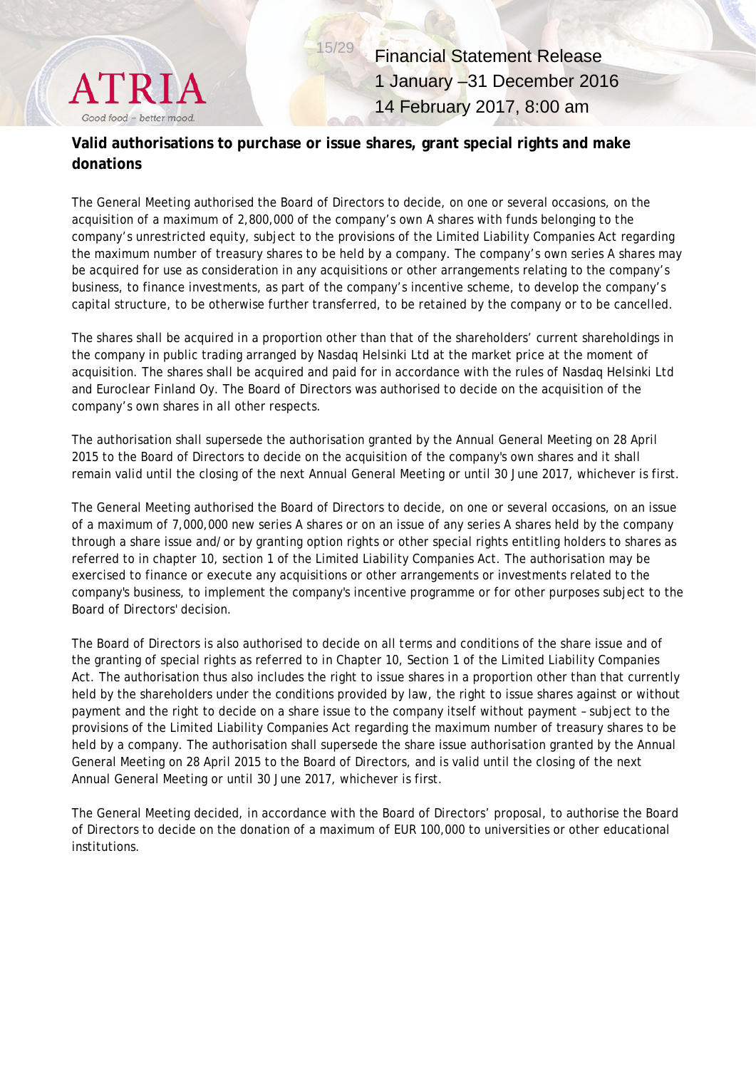## Valid authorisations to purchase or issue shares, grant special rights and make donations

The General Meeting authorised the Board of Directors to decide, on one or several occasions, on the acquisition of a maximum of 2,800,000 of the company's own A shares with funds belonging to the company's unrestricted equity, subject to the provisions of the Limited Liability Companies Act regarding the maximum number of treasury shares to be held by a company. The company's own series A shares may be acquired for use as consideration in any acquisitions or other arrangements relating to the company's business, to finance investments, as part of the company's incentive scheme, to develop the company's capital structure, to be otherwise further transferred, to be retained by the company or to be cancelled.

The shares shall be acquired in a proportion other than that of the shareholders' current shareholdings in the company in public trading arranged by Nasdaq Helsinki Ltd at the market price at the moment of acquisition. The shares shall be acquired and paid for in accordance with the rules of Nasdaq Helsinki Ltd and Euroclear Finland Oy. The Board of Directors was authorised to decide on the acquisition of the company's own shares in all other respects.

The authorisation shall supersede the authorisation granted by the Annual General Meeting on 28 April 2015 to the Board of Directors to decide on the acquisition of the company's own shares and it shall remain valid until the closing of the next Annual General Meeting or until 30 June 2017, whichever is first.

The General Meeting authorised the Board of Directors to decide, on one or several occasions, on an issue of a maximum of 7,000,000 new series A shares or on an issue of any series A shares held by the company through a share issue and/or by granting option rights or other special rights entitling holders to shares as referred to in chapter 10, section 1 of the Limited Liability Companies Act. The authorisation may be exercised to finance or execute any acquisitions or other arrangements or investments related to the company's business, to implement the company's incentive programme or for other purposes subject to the Board of Directors' decision.

The Board of Directors is also authorised to decide on all terms and conditions of the share issue and of the granting of special rights as referred to in Chapter 10, Section 1 of the Limited Liability Companies Act. The authorisation thus also includes the right to issue shares in a proportion other than that currently held by the shareholders under the conditions provided by law, the right to issue shares against or without payment and the right to decide on a share issue to the company itself without payment – subject to the provisions of the Limited Liability Companies Act regarding the maximum number of treasury shares to be held by a company. The authorisation shall supersede the share issue authorisation granted by the Annual General Meeting on 28 April 2015 to the Board of Directors, and is valid until the closing of the next Annual General Meeting or until 30 June 2017, whichever is first.

The General Meeting decided, in accordance with the Board of Directors' proposal, to authorise the Board of Directors to decide on the donation of a maximum of EUR 100,000 to universities or other educational institutions.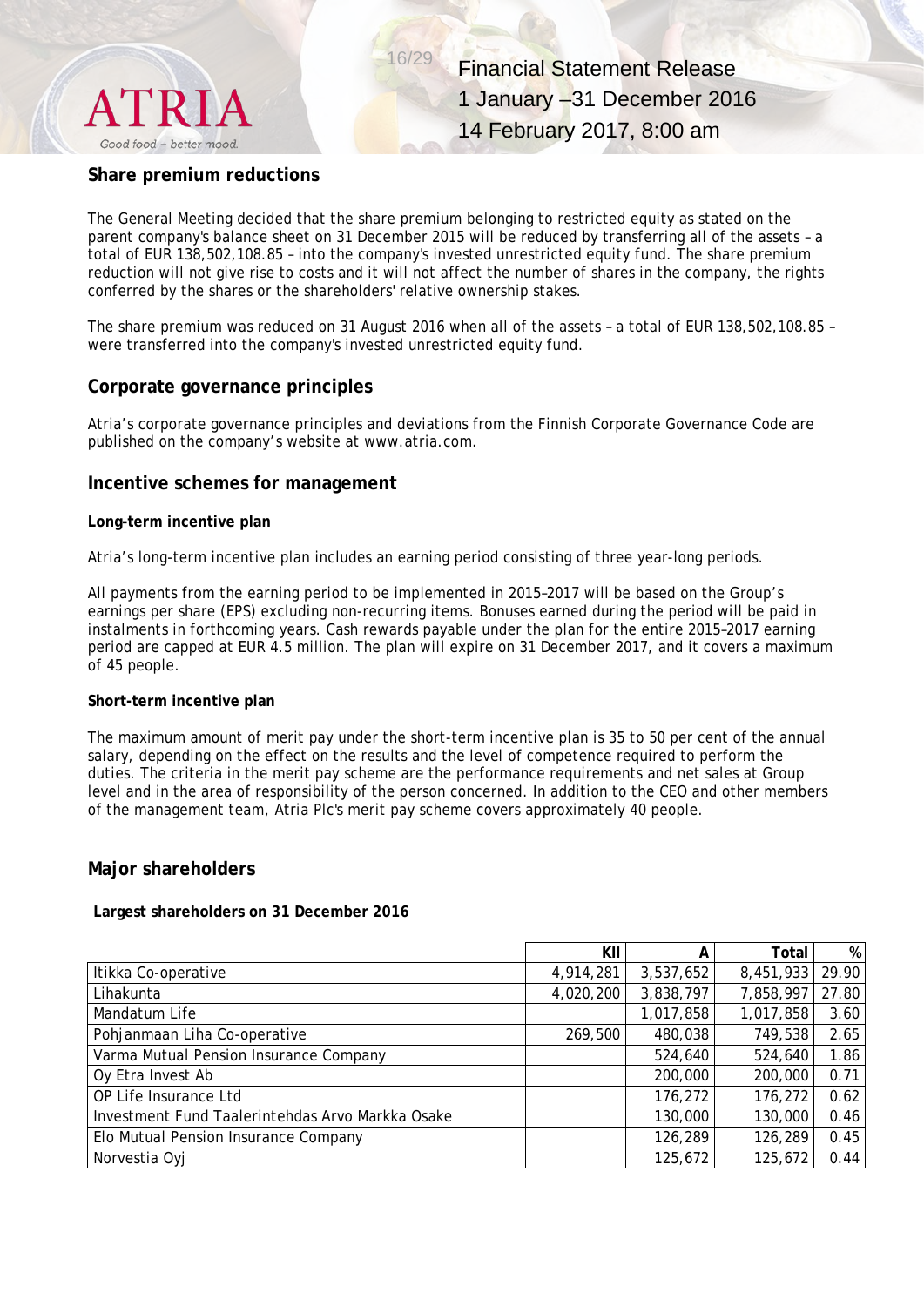## Share premium reductions

The General Meeting decided that the share premium belonging to restricted equity as stated on the parent company's balance sheet on 31 December 2015 will be reduced by transferring all of the assets – a total of EUR 138,502,108.85 – into the company's invested unrestricted equity fund. The share premium reduction will not give rise to costs and it will not affect the number of shares in the company, the rights conferred by the shares or the shareholders' relative ownership stakes.

The share premium was reduced on 31 August 2016 when all of the assets – a total of EUR 138,502,108.85 – were transferred into the company's invested unrestricted equity fund.

## Corporate governance principles

Atria's corporate governance principles and deviations from the Finnish Corporate Governance Code are published on the company's website at www.atria.com.

## Incentive schemes for management

**Long-term incentive plan**

Atria's long-term incentive plan includes an earning period consisting of three year-long periods.

All payments from the earning period to be implemented in 2015–2017 will be based on the Group's earnings per share (EPS) excluding non-recurring items. Bonuses earned during the period will be paid in instalments in forthcoming years. Cash rewards payable under the plan for the entire 2015–2017 earning period are capped at EUR 4.5 million. The plan will expire on 31 December 2017, and it covers a maximum of 45 people.

**Short-term incentive plan**

The maximum amount of merit pay under the short-term incentive plan is 35 to 50 per cent of the annual salary, depending on the effect on the results and the level of competence required to perform the duties. The criteria in the merit pay scheme are the performance requirements and net sales at Group level and in the area of responsibility of the person concerned. In addition to the CEO and other members of the management team, Atria Plc's merit pay scheme covers approximately 40 people.

## Major shareholders

**Largest shareholders on 31 December 2016**

| | KII | A | Total | % |
|---|---|---|---|---|
| Itikka Co-operative | 4,914,281 | 3,537,652 | 8,451,933 | 29.90 |
| Lihakunta | 4,020,200 | 3,838,797 | 7,858,997 | 27.80 |
| Mandatum Life | | 1,017,858 | 1,017,858 | 3.60 |
| Pohjanmaan Liha Co-operative | 269,500 | 480,038 | 749,538 | 2.65 |
| Varma Mutual Pension Insurance Company | | 524,640 | 524,640 | 1.86 |
| Oy Etra Invest Ab | | 200,000 | 200,000 | 0.71 |
| OP Life Insurance Ltd | | 176,272 | 176,272 | 0.62 |
| Investment Fund Taalerintehdas Arvo Markka Osake | | 130,000 | 130,000 | 0.46 |
| Elo Mutual Pension Insurance Company | | 126,289 | 126,289 | 0.45 |
| Norvestia Oyj | | 125,672 | 125,672 | 0.44 |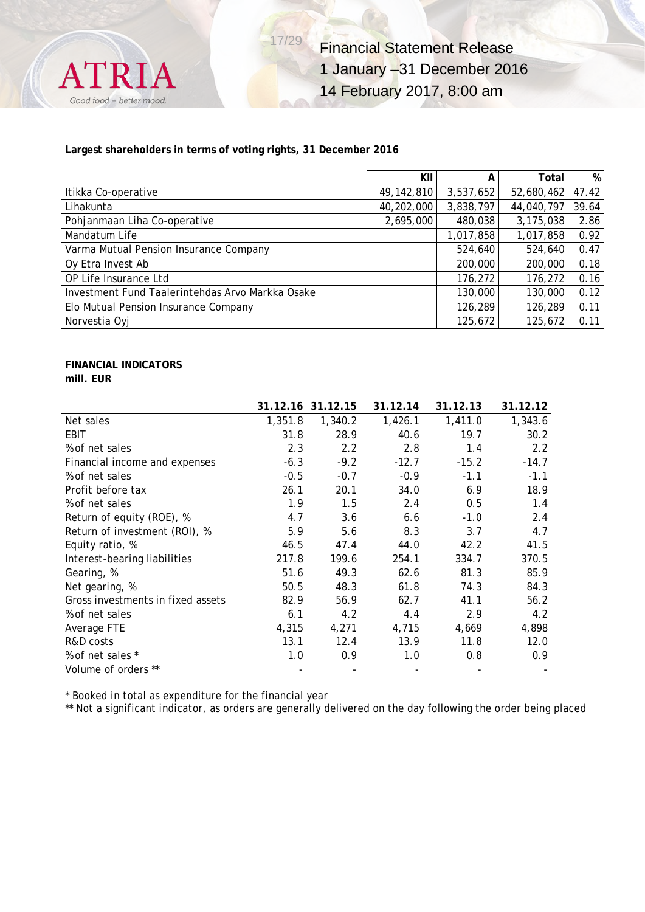**Largest shareholders in terms of voting rights, 31 December 2016**

| | KII | A | Total | % |
|---|---|---|---|---|
| Itikka Co-operative | 49,142,810 | 3,537,652 | 52,680,462 | 47.42 |
| Lihakunta | 40,202,000 | 3,838,797 | 44,040,797 | 39.64 |
| Pohjanmaan Liha Co-operative | 2,695,000 | 480,038 | 3,175,038 | 2.86 |
| Mandatum Life | | 1,017,858 | 1,017,858 | 0.92 |
| Varma Mutual Pension Insurance Company | | 524,640 | 524,640 | 0.47 |
| Oy Etra Invest Ab | | 200,000 | 200,000 | 0.18 |
| OP Life Insurance Ltd | | 176,272 | 176,272 | 0.16 |
| Investment Fund Taalerintehdas Arvo Markka Osake | | 130,000 | 130,000 | 0.12 |
| Elo Mutual Pension Insurance Company | | 126,289 | 126,289 | 0.11 |
| Norvestia Oyj | | 125,672 | 125,672 | 0.11 |

**FINANCIAL INDICATORS**
**mill. EUR**

| | 31.12.16 | 31.12.15 | 31.12.14 | 31.12.13 | 31.12.12 |
|---|---|---|---|---|---|
| Net sales | 1,351.8 | 1,340.2 | 1,426.1 | 1,411.0 | 1,343.6 |
| EBIT | 31.8 | 28.9 | 40.6 | 19.7 | 30.2 |
| % of net sales | 2.3 | 2.2 | 2.8 | 1.4 | 2.2 |
| Financial income and expenses | -6.3 | -9.2 | -12.7 | -15.2 | -14.7 |
| % of net sales | -0.5 | -0.7 | -0.9 | -1.1 | -1.1 |
| Profit before tax | 26.1 | 20.1 | 34.0 | 6.9 | 18.9 |
| % of net sales | 1.9 | 1.5 | 2.4 | 0.5 | 1.4 |
| Return of equity (ROE), % | 4.7 | 3.6 | 6.6 | -1.0 | 2.4 |
| Return of investment (ROI), % | 5.9 | 5.6 | 8.3 | 3.7 | 4.7 |
| Equity ratio, % | 46.5 | 47.4 | 44.0 | 42.2 | 41.5 |
| Interest-bearing liabilities | 217.8 | 199.6 | 254.1 | 334.7 | 370.5 |
| Gearing, % | 51.6 | 49.3 | 62.6 | 81.3 | 85.9 |
| Net gearing, % | 50.5 | 48.3 | 61.8 | 74.3 | 84.3 |
| Gross investments in fixed assets | 82.9 | 56.9 | 62.7 | 41.1 | 56.2 |
| % of net sales | 6.1 | 4.2 | 4.4 | 2.9 | 4.2 |
| Average FTE | 4,315 | 4,271 | 4,715 | 4,669 | 4,898 |
| R&D costs | 13.1 | 12.4 | 13.9 | 11.8 | 12.0 |
| % of net sales * | 1.0 | 0.9 | 1.0 | 0.8 | 0.9 |
| Volume of orders ** | - | - | - | - | - |

* Booked in total as expenditure for the financial year

** Not a significant indicator, as orders are generally delivered on the day following the order being placed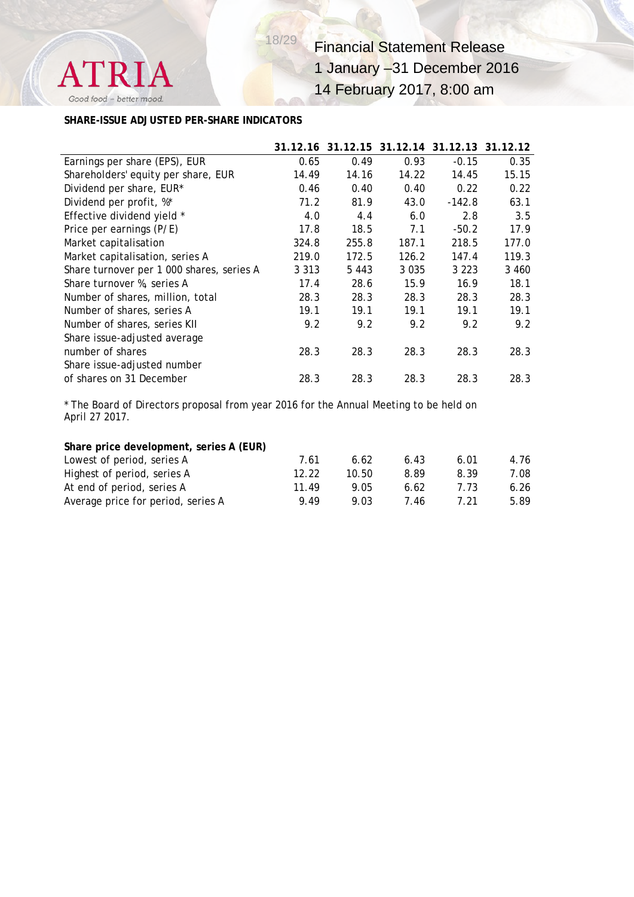**SHARE-ISSUE ADJUSTED PER-SHARE INDICATORS**

| | 31.12.16 | 31.12.15 | 31.12.14 | 31.12.13 | 31.12.12 |
|---|---|---|---|---|---|
| Earnings per share (EPS), EUR | 0.65 | 0.49 | 0.93 | -0.15 | 0.35 |
| Shareholders' equity per share, EUR | 14.49 | 14.16 | 14.22 | 14.45 | 15.15 |
| Dividend per share, EUR* | 0.46 | 0.40 | 0.40 | 0.22 | 0.22 |
| Dividend per profit, %* | 71.2 | 81.9 | 43.0 | -142.8 | 63.1 |
| Effective dividend yield * | 4.0 | 4.4 | 6.0 | 2.8 | 3.5 |
| Price per earnings (P/E) | 17.8 | 18.5 | 7.1 | -50.2 | 17.9 |
| Market capitalisation | 324.8 | 255.8 | 187.1 | 218.5 | 177.0 |
| Market capitalisation, series A | 219.0 | 172.5 | 126.2 | 147.4 | 119.3 |
| Share turnover per 1 000 shares, series A | 3 313 | 5 443 | 3 035 | 3 223 | 3 460 |
| Share turnover %, series A | 17.4 | 28.6 | 15.9 | 16.9 | 18.1 |
| Number of shares, million, total | 28.3 | 28.3 | 28.3 | 28.3 | 28.3 |
| Number of shares, series A | 19.1 | 19.1 | 19.1 | 19.1 | 19.1 |
| Number of shares, series KII | 9.2 | 9.2 | 9.2 | 9.2 | 9.2 |
| Share issue-adjusted average number of shares | 28.3 | 28.3 | 28.3 | 28.3 | 28.3 |
| Share issue-adjusted number of shares on 31 December | 28.3 | 28.3 | 28.3 | 28.3 | 28.3 |

* The Board of Directors proposal from year 2016 for the Annual Meeting to be held on April 27 2017.

| **Share price development, series A (EUR)** | | | | | |
|---|---|---|---|---|---|
| Lowest of period, series A | 7.61 | 6.62 | 6.43 | 6.01 | 4.76 |
| Highest of period, series A | 12.22 | 10.50 | 8.89 | 8.39 | 7.08 |
| At end of period, series A | 11.49 | 9.05 | 6.62 | 7.73 | 6.26 |
| Average price for period, series A | 9.49 | 9.03 | 7.46 | 7.21 | 5.89 |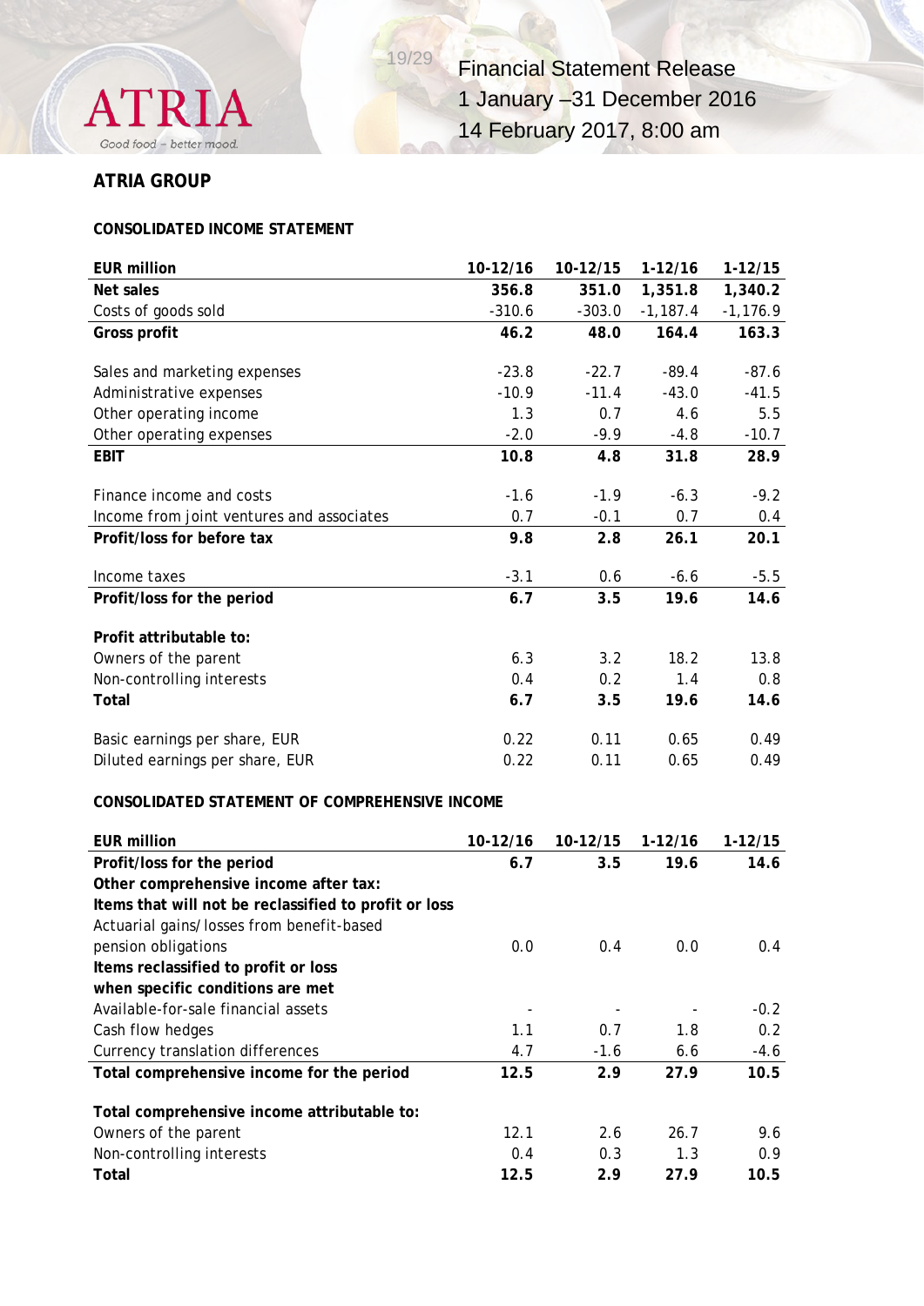## ATRIA GROUP

### CONSOLIDATED INCOME STATEMENT

| EUR million | 10-12/16 | 10-12/15 | 1-12/16 | 1-12/15 |
|---|---|---|---|---|
| **Net sales** | **356.8** | **351.0** | **1,351.8** | **1,340.2** |
| Costs of goods sold | -310.6 | -303.0 | -1,187.4 | -1,176.9 |
| **Gross profit** | **46.2** | **48.0** | **164.4** | **163.3** |
| | | | | |
| Sales and marketing expenses | -23.8 | -22.7 | -89.4 | -87.6 |
| Administrative expenses | -10.9 | -11.4 | -43.0 | -41.5 |
| Other operating income | 1.3 | 0.7 | 4.6 | 5.5 |
| Other operating expenses | -2.0 | -9.9 | -4.8 | -10.7 |
| **EBIT** | **10.8** | **4.8** | **31.8** | **28.9** |
| | | | | |
| Finance income and costs | -1.6 | -1.9 | -6.3 | -9.2 |
| Income from joint ventures and associates | 0.7 | -0.1 | 0.7 | 0.4 |
| **Profit/loss for before tax** | **9.8** | **2.8** | **26.1** | **20.1** |
| | | | | |
| Income taxes | -3.1 | 0.6 | -6.6 | -5.5 |
| **Profit/loss for the period** | **6.7** | **3.5** | **19.6** | **14.6** |
| | | | | |
| **Profit attributable to:** | | | | |
| Owners of the parent | 6.3 | 3.2 | 18.2 | 13.8 |
| Non-controlling interests | 0.4 | 0.2 | 1.4 | 0.8 |
| **Total** | **6.7** | **3.5** | **19.6** | **14.6** |
| | | | | |
| Basic earnings per share, EUR | 0.22 | 0.11 | 0.65 | 0.49 |
| Diluted earnings per share, EUR | 0.22 | 0.11 | 0.65 | 0.49 |

### CONSOLIDATED STATEMENT OF COMPREHENSIVE INCOME

| EUR million | 10-12/16 | 10-12/15 | 1-12/16 | 1-12/15 |
|---|---|---|---|---|
| **Profit/loss for the period** | **6.7** | **3.5** | **19.6** | **14.6** |
| **Other comprehensive income after tax:** | | | | |
| **Items that will not be reclassified to profit or loss** | | | | |
| Actuarial gains/losses from benefit-based pension obligations | 0.0 | 0.4 | 0.0 | 0.4 |
| **Items reclassified to profit or loss when specific conditions are met** | | | | |
| Available-for-sale financial assets | - | - | - | -0.2 |
| Cash flow hedges | 1.1 | 0.7 | 1.8 | 0.2 |
| Currency translation differences | 4.7 | -1.6 | 6.6 | -4.6 |
| **Total comprehensive income for the period** | **12.5** | **2.9** | **27.9** | **10.5** |
| | | | | |
| **Total comprehensive income attributable to:** | | | | |
| Owners of the parent | 12.1 | 2.6 | 26.7 | 9.6 |
| Non-controlling interests | 0.4 | 0.3 | 1.3 | 0.9 |
| **Total** | **12.5** | **2.9** | **27.9** | **10.5** |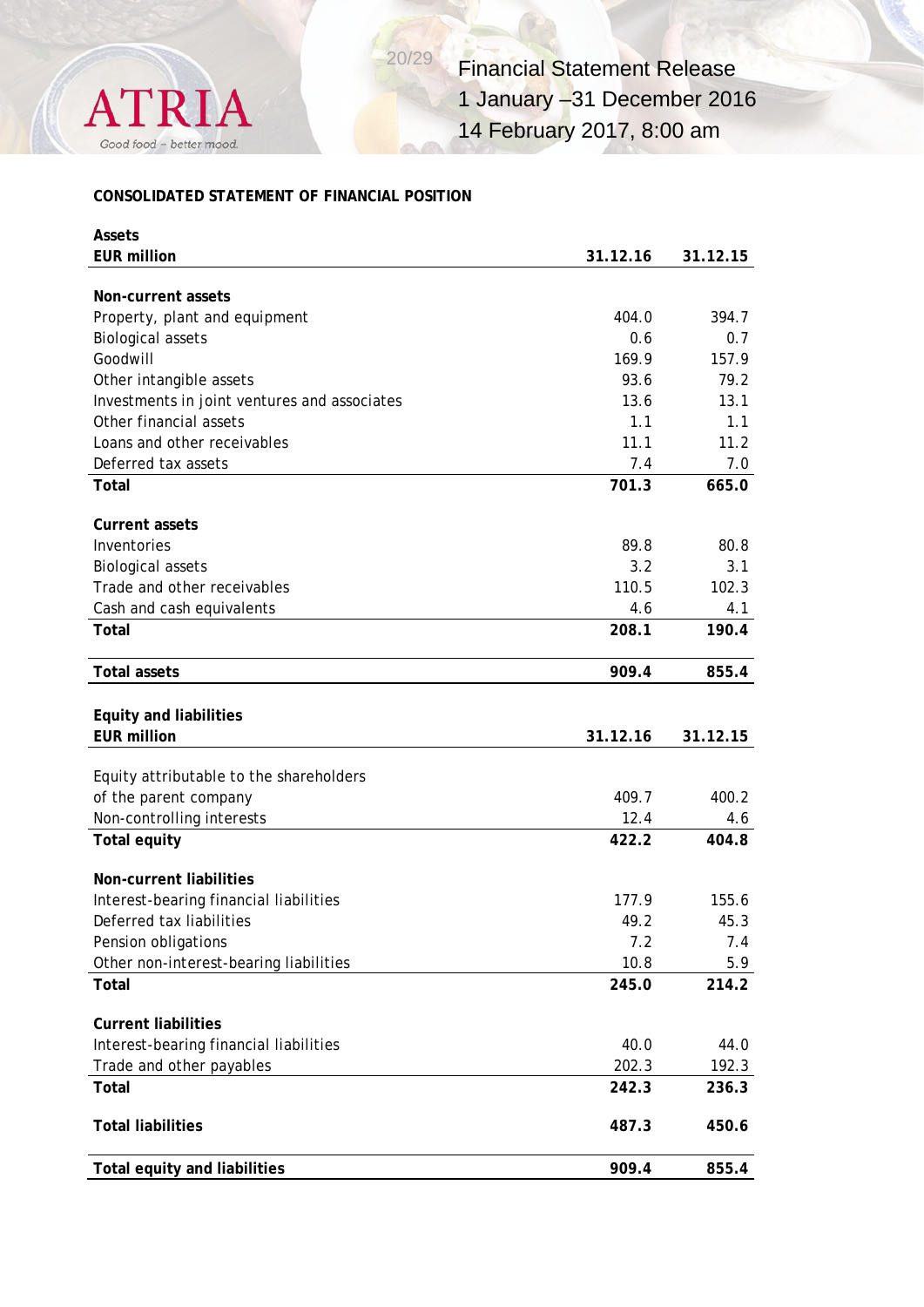**CONSOLIDATED STATEMENT OF FINANCIAL POSITION**

| **Assets**<br>**EUR million** | **31.12.16** | **31.12.15** |
|---|---|---|
| **Non-current assets** | | |
| Property, plant and equipment | 404.0 | 394.7 |
| Biological assets | 0.6 | 0.7 |
| Goodwill | 169.9 | 157.9 |
| Other intangible assets | 93.6 | 79.2 |
| Investments in joint ventures and associates | 13.6 | 13.1 |
| Other financial assets | 1.1 | 1.1 |
| Loans and other receivables | 11.1 | 11.2 |
| Deferred tax assets | 7.4 | 7.0 |
| **Total** | **701.3** | **665.0** |
| **Current assets** | | |
| Inventories | 89.8 | 80.8 |
| Biological assets | 3.2 | 3.1 |
| Trade and other receivables | 110.5 | 102.3 |
| Cash and cash equivalents | 4.6 | 4.1 |
| **Total** | **208.1** | **190.4** |
| **Total assets** | **909.4** | **855.4** |

| **Equity and liabilities**<br>**EUR million** | **31.12.16** | **31.12.15** |
|---|---|---|
| Equity attributable to the shareholders of the parent company | 409.7 | 400.2 |
| Non-controlling interests | 12.4 | 4.6 |
| **Total equity** | **422.2** | **404.8** |
| **Non-current liabilities** | | |
| Interest-bearing financial liabilities | 177.9 | 155.6 |
| Deferred tax liabilities | 49.2 | 45.3 |
| Pension obligations | 7.2 | 7.4 |
| Other non-interest-bearing liabilities | 10.8 | 5.9 |
| **Total** | **245.0** | **214.2** |
| **Current liabilities** | | |
| Interest-bearing financial liabilities | 40.0 | 44.0 |
| Trade and other payables | 202.3 | 192.3 |
| **Total** | **242.3** | **236.3** |
| **Total liabilities** | **487.3** | **450.6** |
| **Total equity and liabilities** | **909.4** | **855.4** |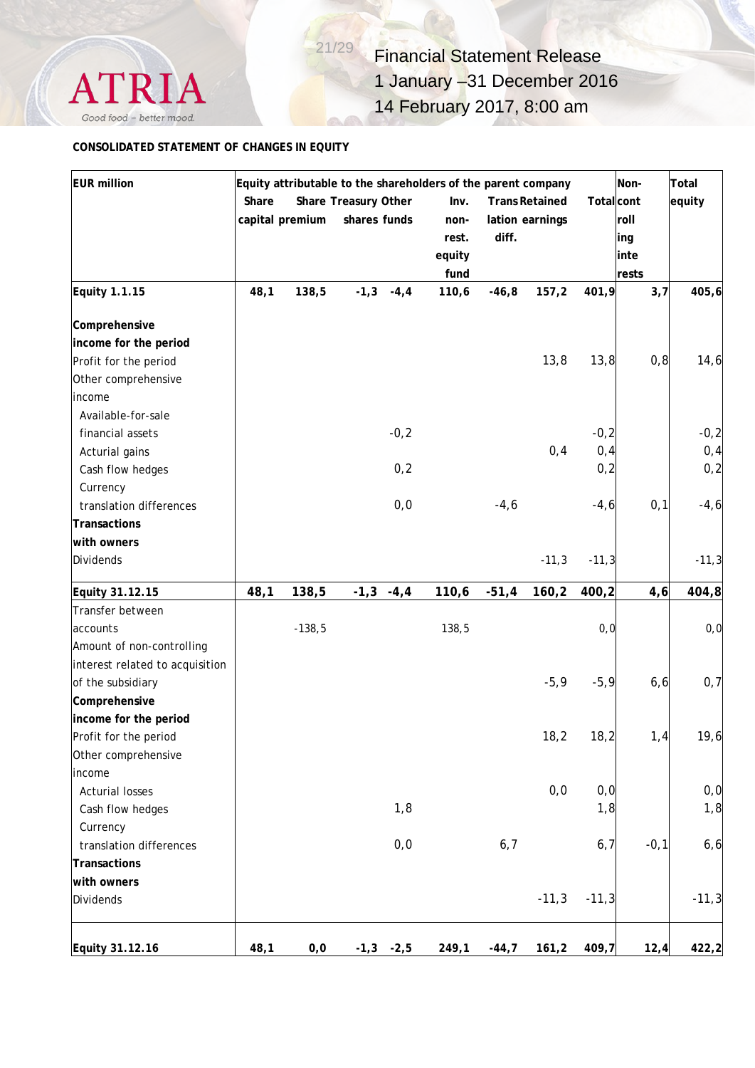**CONSOLIDATED STATEMENT OF CHANGES IN EQUITY**

| EUR million | Equity attributable to the shareholders of the parent company | | | | | | | | Non-controlling interests | Total equity |
|---|---|---|---|---|---|---|---|---|---|---|
| | Share capital | Share premium | Treasury shares | Other funds | Inv. non-rest. equity fund | Translation diff. | Retained earnings | Total | | |
| **Equity 1.1.15** | **48,1** | **138,5** | **-1,3** | **-4,4** | **110,6** | **-46,8** | **157,2** | **401,9** | **3,7** | **405,6** |
| **Comprehensive income for the period** | | | | | | | | | | |
| Profit for the period | | | | | | | 13,8 | 13,8 | 0,8 | 14,6 |
| Other comprehensive income | | | | | | | | | | |
| Available-for-sale financial assets | | | | -0,2 | | | | -0,2 | | -0,2 |
| Acturial gains | | | | | | | 0,4 | 0,4 | | 0,4 |
| Cash flow hedges | | | | 0,2 | | | | 0,2 | | 0,2 |
| Currency translation differences | | | | 0,0 | | -4,6 | | -4,6 | 0,1 | -4,6 |
| **Transactions with owners** | | | | | | | | | | |
| Dividends | | | | | | | -11,3 | -11,3 | | -11,3 |
| **Equity 31.12.15** | **48,1** | **138,5** | **-1,3** | **-4,4** | **110,6** | **-51,4** | **160,2** | **400,2** | **4,6** | **404,8** |
| Transfer between accounts | | -138,5 | | | 138,5 | | | 0,0 | | 0,0 |
| Amount of non-controlling interest related to acquisition of the subsidiary | | | | | | | -5,9 | -5,9 | 6,6 | 0,7 |
| **Comprehensive income for the period** | | | | | | | | | | |
| Profit for the period | | | | | | | 18,2 | 18,2 | 1,4 | 19,6 |
| Other comprehensive income | | | | | | | | | | |
| Acturial losses | | | | | | | 0,0 | 0,0 | | 0,0 |
| Cash flow hedges | | | | 1,8 | | | | 1,8 | | 1,8 |
| Currency translation differences | | | | 0,0 | | 6,7 | | 6,7 | -0,1 | 6,6 |
| **Transactions with owners** | | | | | | | | | | |
| Dividends | | | | | | | -11,3 | -11,3 | | -11,3 |
| **Equity 31.12.16** | **48,1** | **0,0** | **-1,3** | **-2,5** | **249,1** | **-44,7** | **161,2** | **409,7** | **12,4** | **422,2** |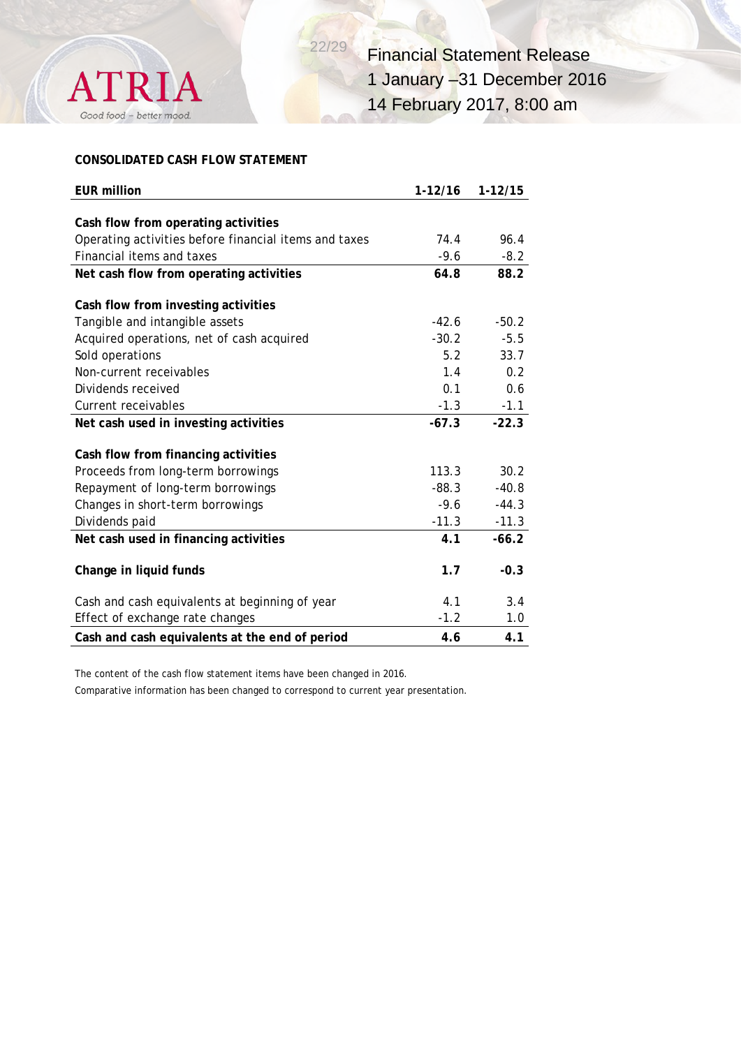## CONSOLIDATED CASH FLOW STATEMENT

| EUR million | 1-12/16 | 1-12/15 |
|---|---|---|
| **Cash flow from operating activities** | | |
| Operating activities before financial items and taxes | 74.4 | 96.4 |
| Financial items and taxes | -9.6 | -8.2 |
| **Net cash flow from operating activities** | **64.8** | **88.2** |
| | | |
| **Cash flow from investing activities** | | |
| Tangible and intangible assets | -42.6 | -50.2 |
| Acquired operations, net of cash acquired | -30.2 | -5.5 |
| Sold operations | 5.2 | 33.7 |
| Non-current receivables | 1.4 | 0.2 |
| Dividends received | 0.1 | 0.6 |
| Current receivables | -1.3 | -1.1 |
| **Net cash used in investing activities** | **-67.3** | **-22.3** |
| | | |
| **Cash flow from financing activities** | | |
| Proceeds from long-term borrowings | 113.3 | 30.2 |
| Repayment of long-term borrowings | -88.3 | -40.8 |
| Changes in short-term borrowings | -9.6 | -44.3 |
| Dividends paid | -11.3 | -11.3 |
| **Net cash used in financing activities** | **4.1** | **-66.2** |
| | | |
| **Change in liquid funds** | **1.7** | **-0.3** |
| | | |
| Cash and cash equivalents at beginning of year | 4.1 | 3.4 |
| Effect of exchange rate changes | -1.2 | 1.0 |
| **Cash and cash equivalents at the end of period** | **4.6** | **4.1** |

The content of the cash flow statement items have been changed in 2016.

Comparative information has been changed to correspond to current year presentation.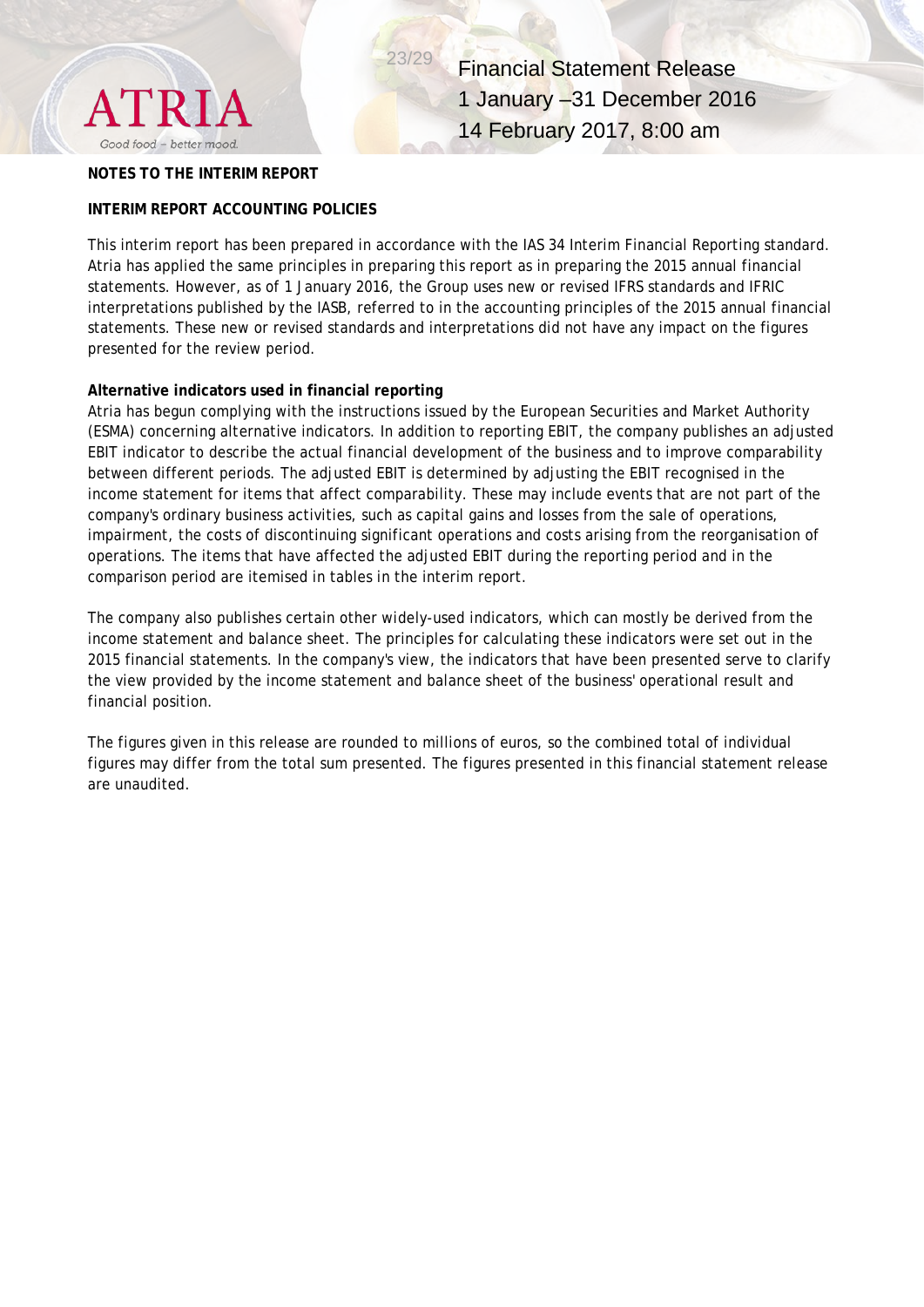**NOTES TO THE INTERIM REPORT**

**INTERIM REPORT ACCOUNTING POLICIES**

This interim report has been prepared in accordance with the IAS 34 Interim Financial Reporting standard. Atria has applied the same principles in preparing this report as in preparing the 2015 annual financial statements. However, as of 1 January 2016, the Group uses new or revised IFRS standards and IFRIC interpretations published by the IASB, referred to in the accounting principles of the 2015 annual financial statements. These new or revised standards and interpretations did not have any impact on the figures presented for the review period.

**Alternative indicators used in financial reporting**

Atria has begun complying with the instructions issued by the European Securities and Market Authority (ESMA) concerning alternative indicators. In addition to reporting EBIT, the company publishes an adjusted EBIT indicator to describe the actual financial development of the business and to improve comparability between different periods. The adjusted EBIT is determined by adjusting the EBIT recognised in the income statement for items that affect comparability. These may include events that are not part of the company's ordinary business activities, such as capital gains and losses from the sale of operations, impairment, the costs of discontinuing significant operations and costs arising from the reorganisation of operations. The items that have affected the adjusted EBIT during the reporting period and in the comparison period are itemised in tables in the interim report.

The company also publishes certain other widely-used indicators, which can mostly be derived from the income statement and balance sheet. The principles for calculating these indicators were set out in the 2015 financial statements. In the company's view, the indicators that have been presented serve to clarify the view provided by the income statement and balance sheet of the business' operational result and financial position.

The figures given in this release are rounded to millions of euros, so the combined total of individual figures may differ from the total sum presented. The figures presented in this financial statement release are unaudited.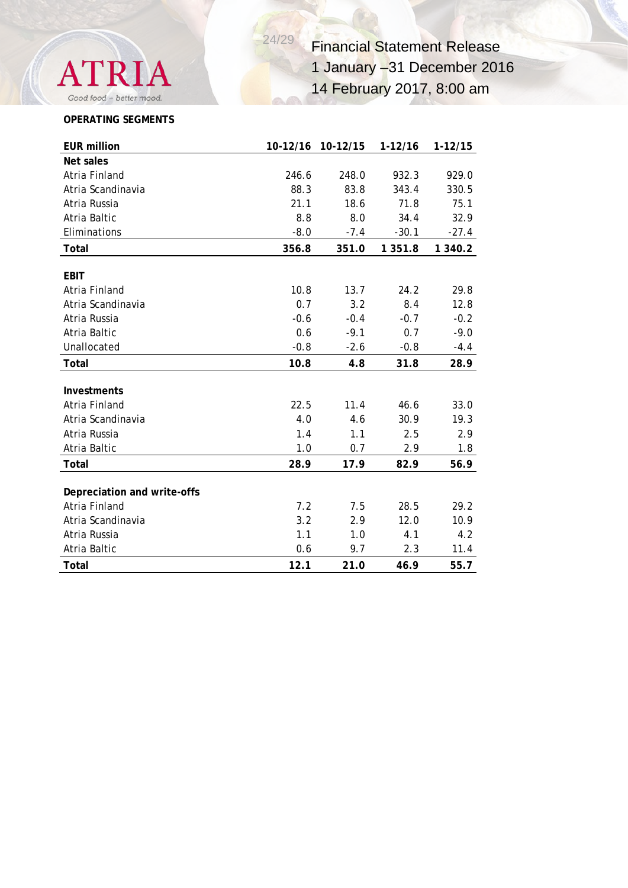**OPERATING SEGMENTS**

| EUR million | 10-12/16 | 10-12/15 | 1-12/16 | 1-12/15 |
|---|---|---|---|---|
| **Net sales** | | | | |
| Atria Finland | 246.6 | 248.0 | 932.3 | 929.0 |
| Atria Scandinavia | 88.3 | 83.8 | 343.4 | 330.5 |
| Atria Russia | 21.1 | 18.6 | 71.8 | 75.1 |
| Atria Baltic | 8.8 | 8.0 | 34.4 | 32.9 |
| Eliminations | -8.0 | -7.4 | -30.1 | -27.4 |
| **Total** | **356.8** | **351.0** | **1 351.8** | **1 340.2** |
| | | | | |
| **EBIT** | | | | |
| Atria Finland | 10.8 | 13.7 | 24.2 | 29.8 |
| Atria Scandinavia | 0.7 | 3.2 | 8.4 | 12.8 |
| Atria Russia | -0.6 | -0.4 | -0.7 | -0.2 |
| Atria Baltic | 0.6 | -9.1 | 0.7 | -9.0 |
| Unallocated | -0.8 | -2.6 | -0.8 | -4.4 |
| **Total** | **10.8** | **4.8** | **31.8** | **28.9** |
| | | | | |
| **Investments** | | | | |
| Atria Finland | 22.5 | 11.4 | 46.6 | 33.0 |
| Atria Scandinavia | 4.0 | 4.6 | 30.9 | 19.3 |
| Atria Russia | 1.4 | 1.1 | 2.5 | 2.9 |
| Atria Baltic | 1.0 | 0.7 | 2.9 | 1.8 |
| **Total** | **28.9** | **17.9** | **82.9** | **56.9** |
| | | | | |
| **Depreciation and write-offs** | | | | |
| Atria Finland | 7.2 | 7.5 | 28.5 | 29.2 |
| Atria Scandinavia | 3.2 | 2.9 | 12.0 | 10.9 |
| Atria Russia | 1.1 | 1.0 | 4.1 | 4.2 |
| Atria Baltic | 0.6 | 9.7 | 2.3 | 11.4 |
| **Total** | **12.1** | **21.0** | **46.9** | **55.7** |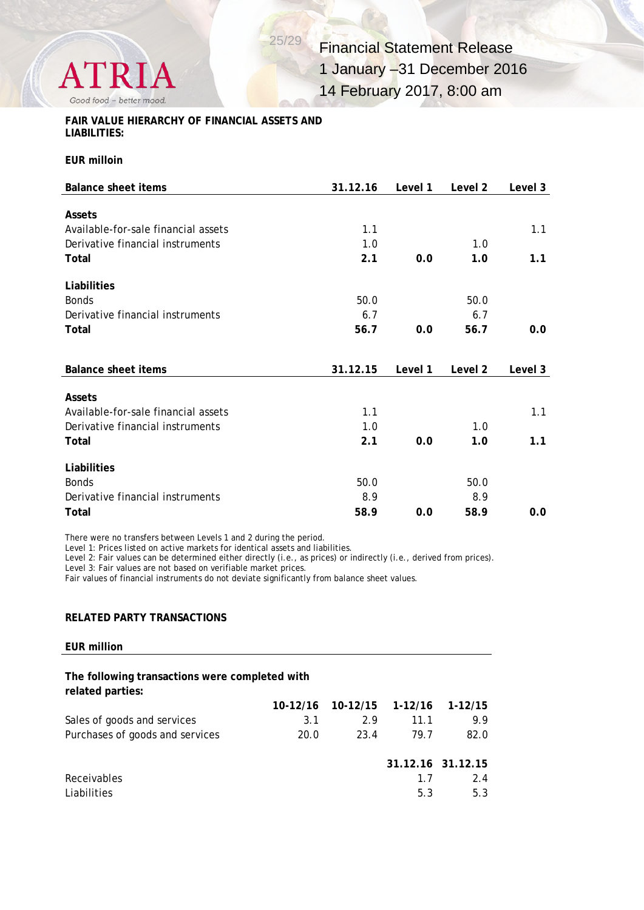**FAIR VALUE HIERARCHY OF FINANCIAL ASSETS AND LIABILITIES:**

**EUR milloin**

| Balance sheet items | 31.12.16 | Level 1 | Level 2 | Level 3 |
|---|---|---|---|---|
| **Assets** | | | | |
| Available-for-sale financial assets | 1.1 | | | 1.1 |
| Derivative financial instruments | 1.0 | | 1.0 | |
| **Total** | **2.1** | **0.0** | **1.0** | **1.1** |
| **Liabilities** | | | | |
| Bonds | 50.0 | | 50.0 | |
| Derivative financial instruments | 6.7 | | 6.7 | |
| **Total** | **56.7** | **0.0** | **56.7** | **0.0** |

| Balance sheet items | 31.12.15 | Level 1 | Level 2 | Level 3 |
|---|---|---|---|---|
| **Assets** | | | | |
| Available-for-sale financial assets | 1.1 | | | 1.1 |
| Derivative financial instruments | 1.0 | | 1.0 | |
| **Total** | **2.1** | **0.0** | **1.0** | **1.1** |
| **Liabilities** | | | | |
| Bonds | 50.0 | | 50.0 | |
| Derivative financial instruments | 8.9 | | 8.9 | |
| **Total** | **58.9** | **0.0** | **58.9** | **0.0** |

There were no transfers between Levels 1 and 2 during the period.
Level 1: Prices listed on active markets for identical assets and liabilities.
Level 2: Fair values can be determined either directly (i.e., as prices) or indirectly (i.e., derived from prices).
Level 3: Fair values are not based on verifiable market prices.
Fair values of financial instruments do not deviate significantly from balance sheet values.

**RELATED PARTY TRANSACTIONS**

**EUR million**

**The following transactions were completed with related parties:**

| | 10-12/16 | 10-12/15 | 1-12/16 | 1-12/15 |
|---|---|---|---|---|
| Sales of goods and services | 3.1 | 2.9 | 11.1 | 9.9 |
| Purchases of goods and services | 20.0 | 23.4 | 79.7 | 82.0 |

| | 31.12.16 | 31.12.15 |
|---|---|---|
| Receivables | 1.7 | 2.4 |
| Liabilities | 5.3 | 5.3 |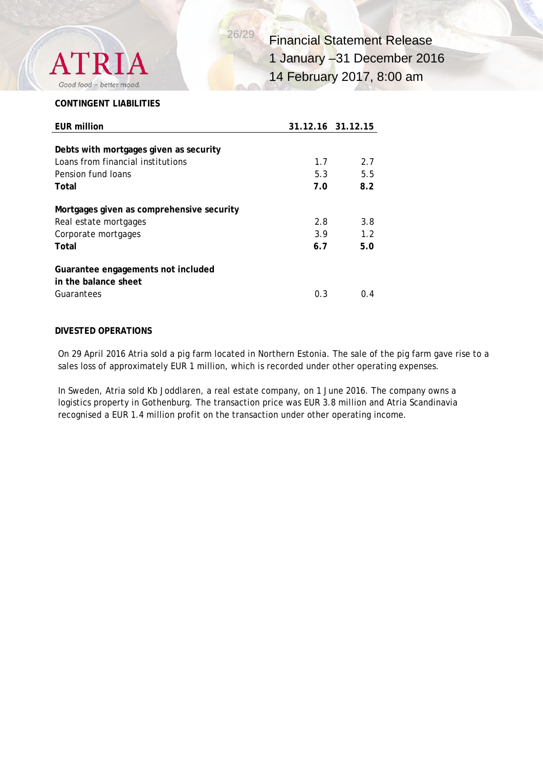**CONTINGENT LIABILITIES**

| EUR million | 31.12.16 | 31.12.15 |
|---|---|---|
| **Debts with mortgages given as security** | | |
| Loans from financial institutions | 1.7 | 2.7 |
| Pension fund loans | 5.3 | 5.5 |
| **Total** | **7.0** | **8.2** |
| **Mortgages given as comprehensive security** | | |
| Real estate mortgages | 2.8 | 3.8 |
| Corporate mortgages | 3.9 | 1.2 |
| **Total** | **6.7** | **5.0** |
| **Guarantee engagements not included in the balance sheet** | | |
| Guarantees | 0.3 | 0.4 |

**DIVESTED OPERATIONS**

On 29 April 2016 Atria sold a pig farm located in Northern Estonia. The sale of the pig farm gave rise to a sales loss of approximately EUR 1 million, which is recorded under other operating expenses.

In Sweden, Atria sold Kb Joddlaren, a real estate company, on 1 June 2016. The company owns a logistics property in Gothenburg. The transaction price was EUR 3.8 million and Atria Scandinavia recognised a EUR 1.4 million profit on the transaction under other operating income.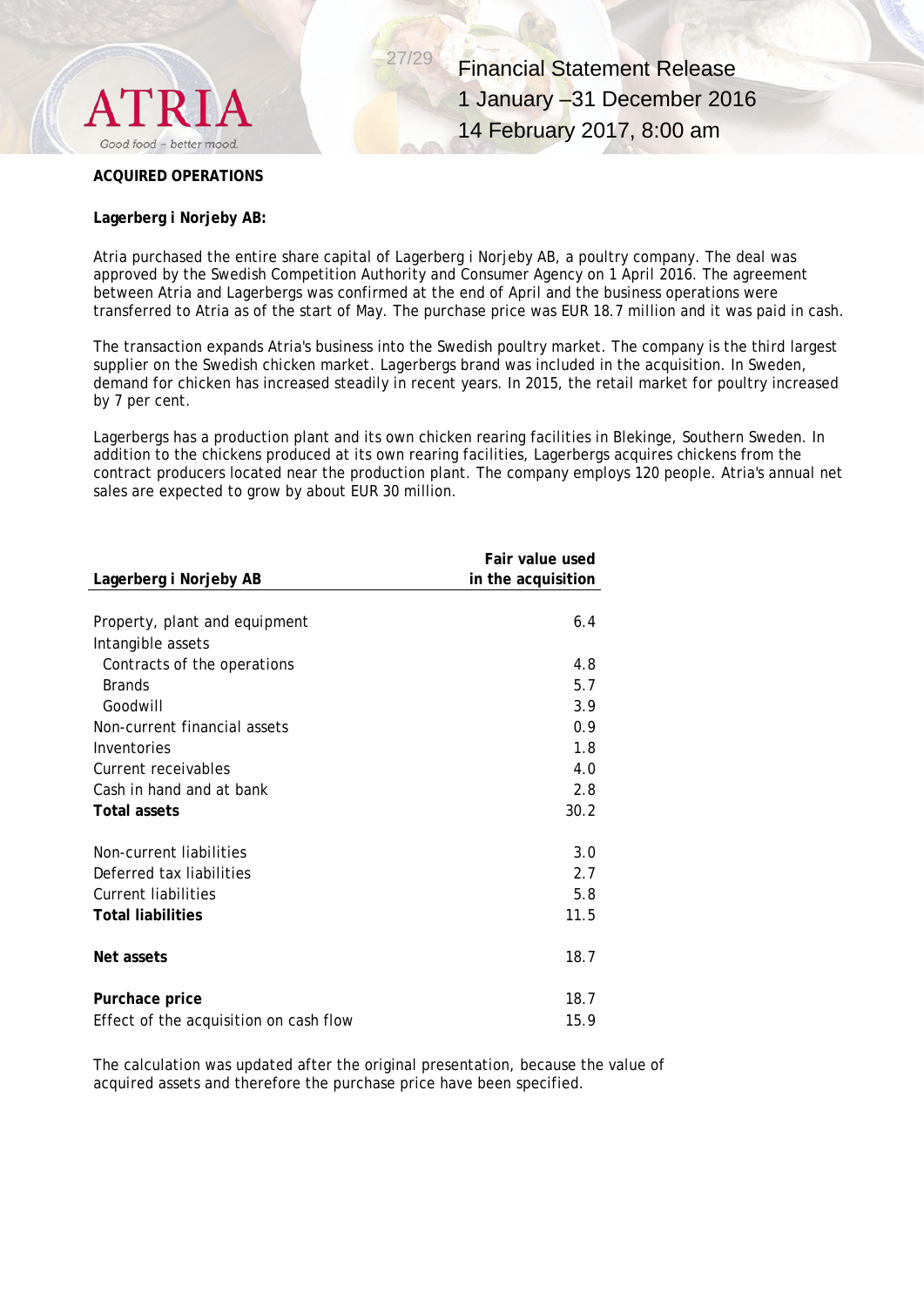**ACQUIRED OPERATIONS**

**Lagerberg i Norjeby AB:**

Atria purchased the entire share capital of Lagerberg i Norjeby AB, a poultry company. The deal was approved by the Swedish Competition Authority and Consumer Agency on 1 April 2016. The agreement between Atria and Lagerbergs was confirmed at the end of April and the business operations were transferred to Atria as of the start of May. The purchase price was EUR 18.7 million and it was paid in cash.

The transaction expands Atria's business into the Swedish poultry market. The company is the third largest supplier on the Swedish chicken market. Lagerbergs brand was included in the acquisition. In Sweden, demand for chicken has increased steadily in recent years. In 2015, the retail market for poultry increased by 7 per cent.

Lagerbergs has a production plant and its own chicken rearing facilities in Blekinge, Southern Sweden. In addition to the chickens produced at its own rearing facilities, Lagerbergs acquires chickens from the contract producers located near the production plant. The company employs 120 people. Atria's annual net sales are expected to grow by about EUR 30 million.

| **Lagerberg i Norjeby AB** | **Fair value used in the acquisition** |
|---|---|
| Property, plant and equipment | 6.4 |
| Intangible assets | |
| Contracts of the operations | 4.8 |
| Brands | 5.7 |
| Goodwill | 3.9 |
| Non-current financial assets | 0.9 |
| Inventories | 1.8 |
| Current receivables | 4.0 |
| Cash in hand and at bank | 2.8 |
| **Total assets** | 30.2 |
| | |
| Non-current liabilities | 3.0 |
| Deferred tax liabilities | 2.7 |
| Current liabilities | 5.8 |
| **Total liabilities** | 11.5 |
| | |
| **Net assets** | 18.7 |
| | |
| **Purchace price** | 18.7 |
| Effect of the acquisition on cash flow | 15.9 |

The calculation was updated after the original presentation, because the value of acquired assets and therefore the purchase price have been specified.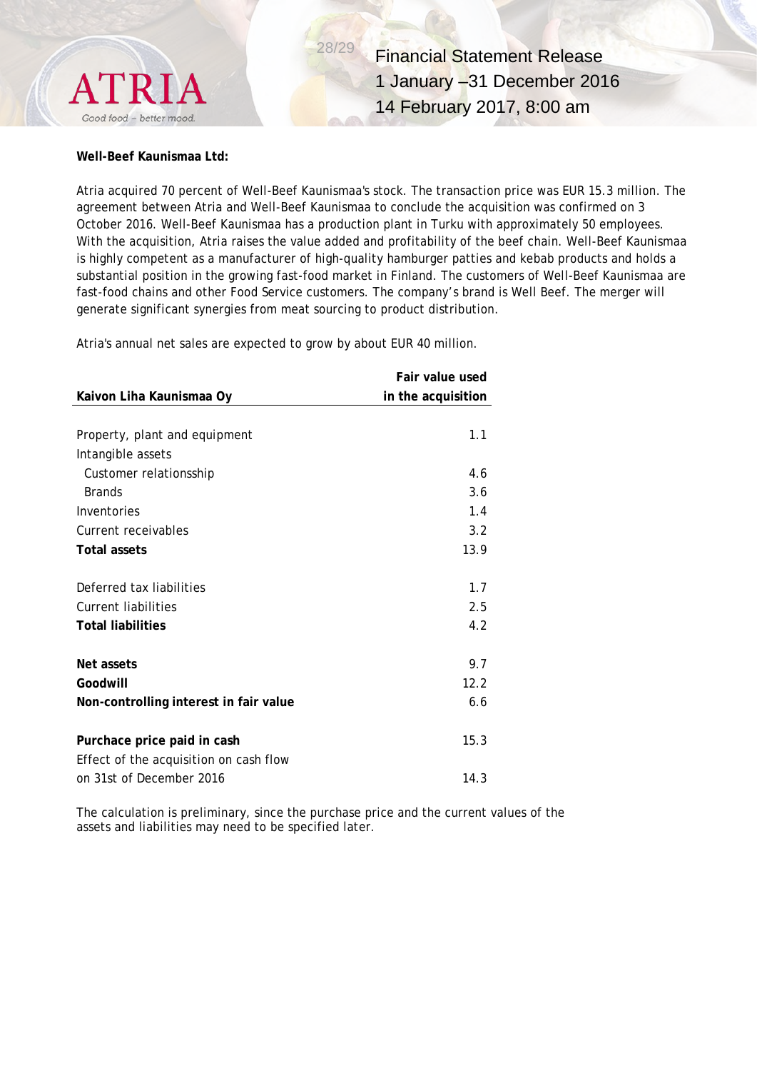**Well-Beef Kaunismaa Ltd:**

Atria acquired 70 percent of Well-Beef Kaunismaa's stock. The transaction price was EUR 15.3 million. The agreement between Atria and Well-Beef Kaunismaa to conclude the acquisition was confirmed on 3 October 2016. Well-Beef Kaunismaa has a production plant in Turku with approximately 50 employees. With the acquisition, Atria raises the value added and profitability of the beef chain. Well-Beef Kaunismaa is highly competent as a manufacturer of high-quality hamburger patties and kebab products and holds a substantial position in the growing fast-food market in Finland. The customers of Well-Beef Kaunismaa are fast-food chains and other Food Service customers. The company's brand is Well Beef. The merger will generate significant synergies from meat sourcing to product distribution.

Atria's annual net sales are expected to grow by about EUR 40 million.

| Kaivon Liha Kaunismaa Oy | Fair value used in the acquisition |
|---|---:|
| Property, plant and equipment | 1.1 |
| Intangible assets | |
| Customer relationsship | 4.6 |
| Brands | 3.6 |
| Inventories | 1.4 |
| Current receivables | 3.2 |
| **Total assets** | 13.9 |
| | |
| Deferred tax liabilities | 1.7 |
| Current liabilities | 2.5 |
| **Total liabilities** | 4.2 |
| | |
| **Net assets** | 9.7 |
| **Goodwill** | 12.2 |
| **Non-controlling interest in fair value** | 6.6 |
| | |
| **Purchace price paid in cash** | 15.3 |
| Effect of the acquisition on cash flow on 31st of December 2016 | 14.3 |

The calculation is preliminary, since the purchase price and the current values of the assets and liabilities may need to be specified later.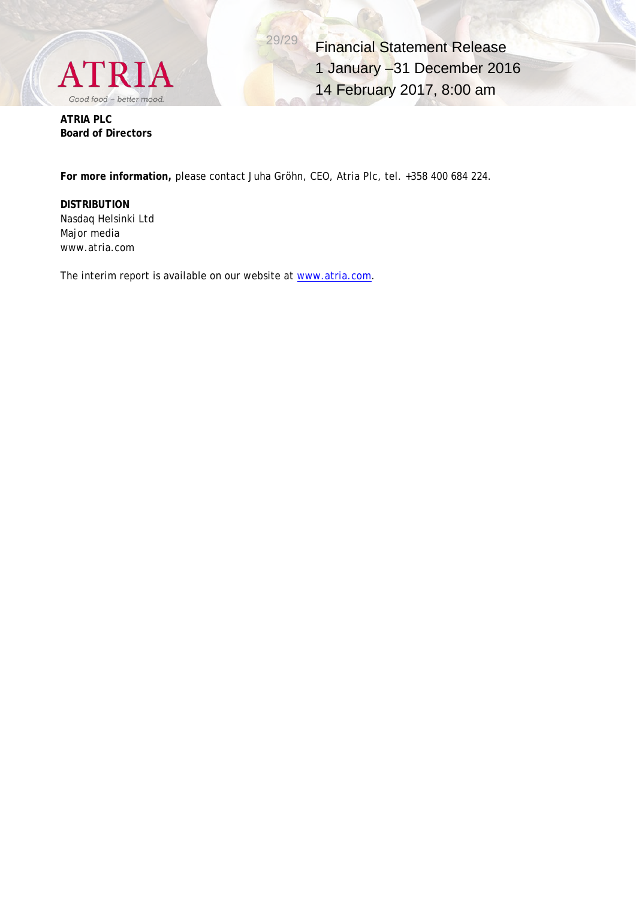**ATRIA PLC**
**Board of Directors**

**For more information,** please contact Juha Gröhn, CEO, Atria Plc, tel. +358 400 684 224.

**DISTRIBUTION**
Nasdaq Helsinki Ltd
Major media
www.atria.com

The interim report is available on our website at www.atria.com.